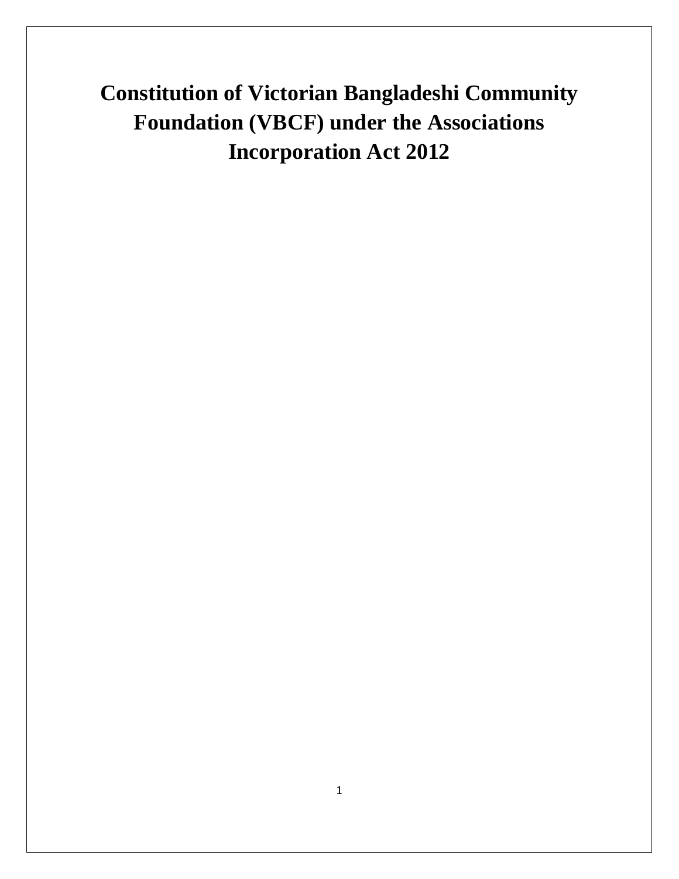# Constitution of Victorian Bangladeshi Community Foundation (VBCF) under the Associations Incorporation Act 2012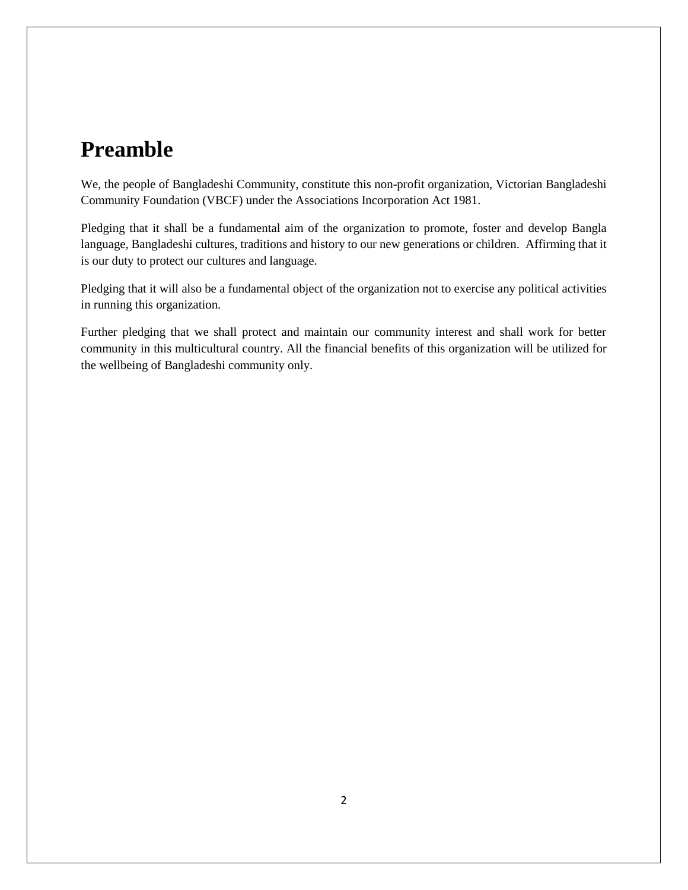# Preamble

We, the people of Bangladeshi Community, constitute this non-profit organization, Victorian Bangladeshi Community Foundation (VBCF) under the Associations Incorporation Act 1981.

Pledging that it shall be a fundamental aim of the organization to promote, foster and develop Bangla language, Bangladeshi cultures, traditions and history to our new generations or children. Affirming that it is our duty to protect our cultures and language.

Pledging that it will also be a fundamental object of the organization not to exercise any political activities in running this organization.

Further pledging that we shall protect and maintain our community interest and shall work for better community in this multicultural country. All the financial benefits of this organization will be utilized for the wellbeing of Bangladeshi community only.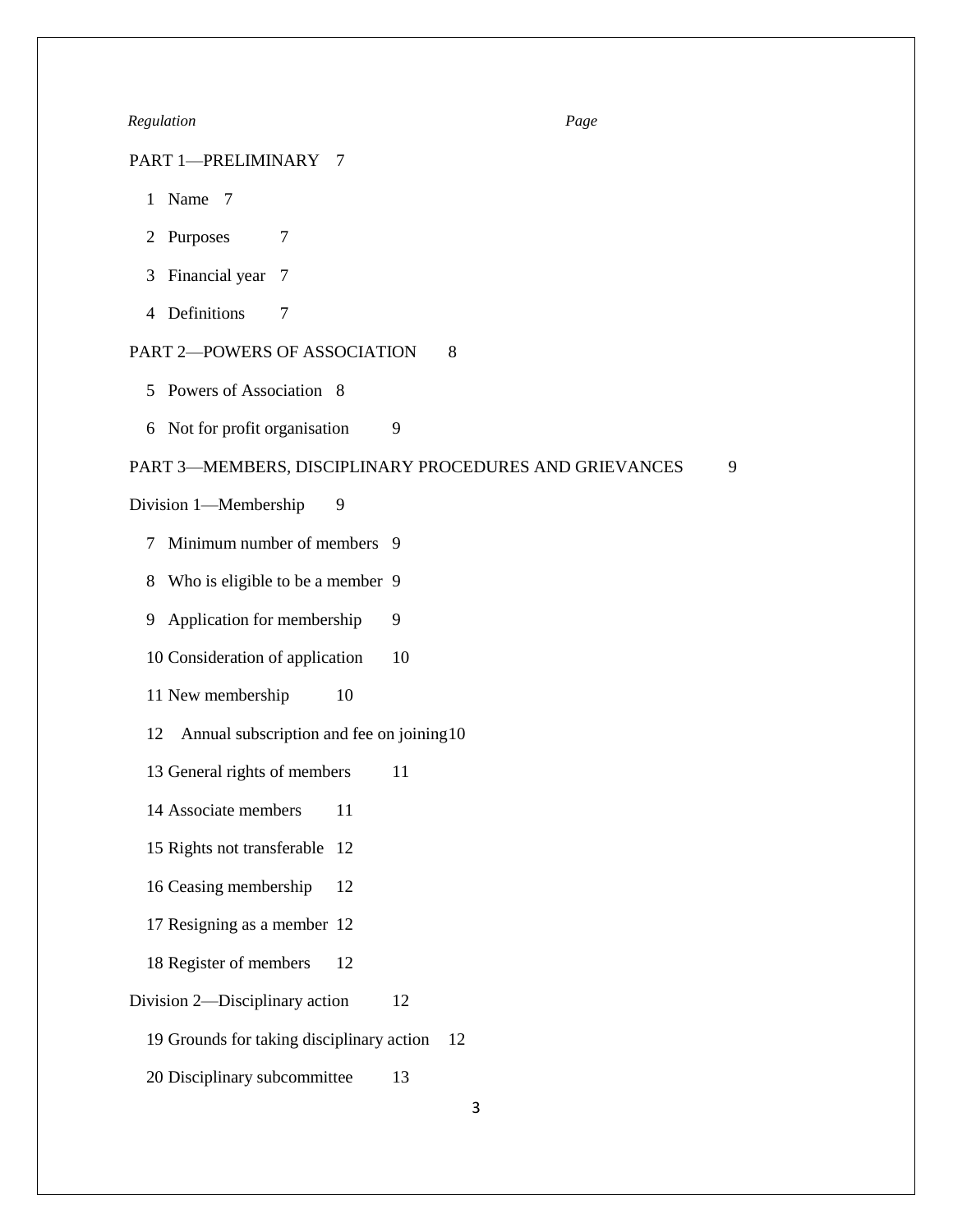*Regulation* *Page*

PART 1—PRELIMINARY 7

1 Name 7

2 Purposes 7

3 Financial year 7

4 Definitions 7

PART 2—POWERS OF ASSOCIATION 8

5 Powers of Association 8

6 Not for profit organisation 9

PART 3—MEMBERS, DISCIPLINARY PROCEDURES AND GRIEVANCES 9

Division 1—Membership 9

7 Minimum number of members 9

8 Who is eligible to be a member 9

9 Application for membership 9

10 Consideration of application 10

11 New membership 10

12 Annual subscription and fee on joining 10

13 General rights of members 11

14 Associate members 11

15 Rights not transferable 12

16 Ceasing membership 12

17 Resigning as a member 12

18 Register of members 12

Division 2—Disciplinary action 12

19 Grounds for taking disciplinary action 12

20 Disciplinary subcommittee 13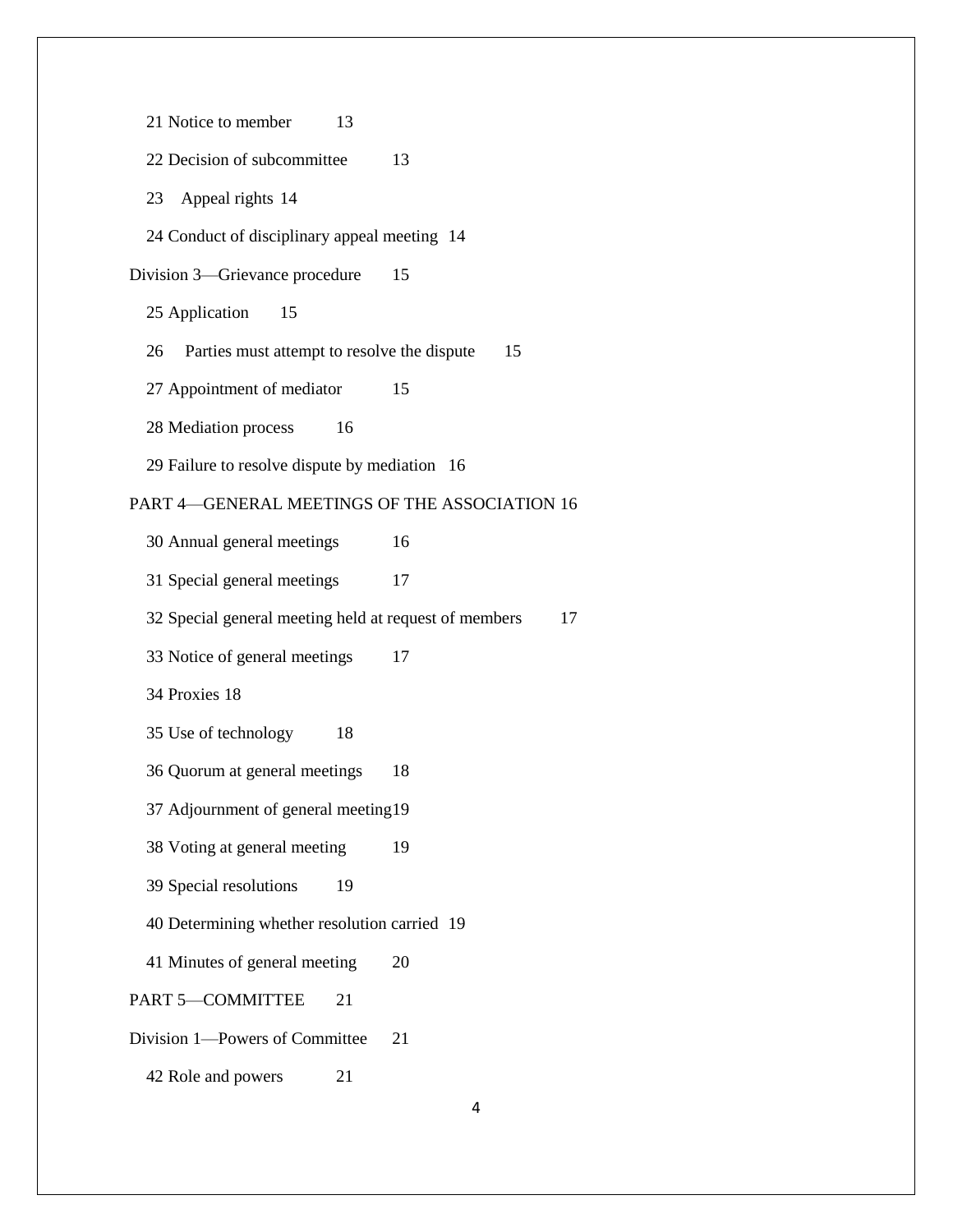21 Notice to member 13

22 Decision of subcommittee 13

23 Appeal rights 14

24 Conduct of disciplinary appeal meeting 14

Division 3—Grievance procedure 15

25 Application 15

26 Parties must attempt to resolve the dispute 15

27 Appointment of mediator 15

28 Mediation process 16

29 Failure to resolve dispute by mediation 16

PART 4—GENERAL MEETINGS OF THE ASSOCIATION 16

30 Annual general meetings 16

31 Special general meetings 17

32 Special general meeting held at request of members 17

33 Notice of general meetings 17

34 Proxies 18

35 Use of technology 18

36 Quorum at general meetings 18

37 Adjournment of general meeting 19

38 Voting at general meeting 19

39 Special resolutions 19

40 Determining whether resolution carried 19

41 Minutes of general meeting 20

PART 5—COMMITTEE 21

Division 1—Powers of Committee 21

42 Role and powers 21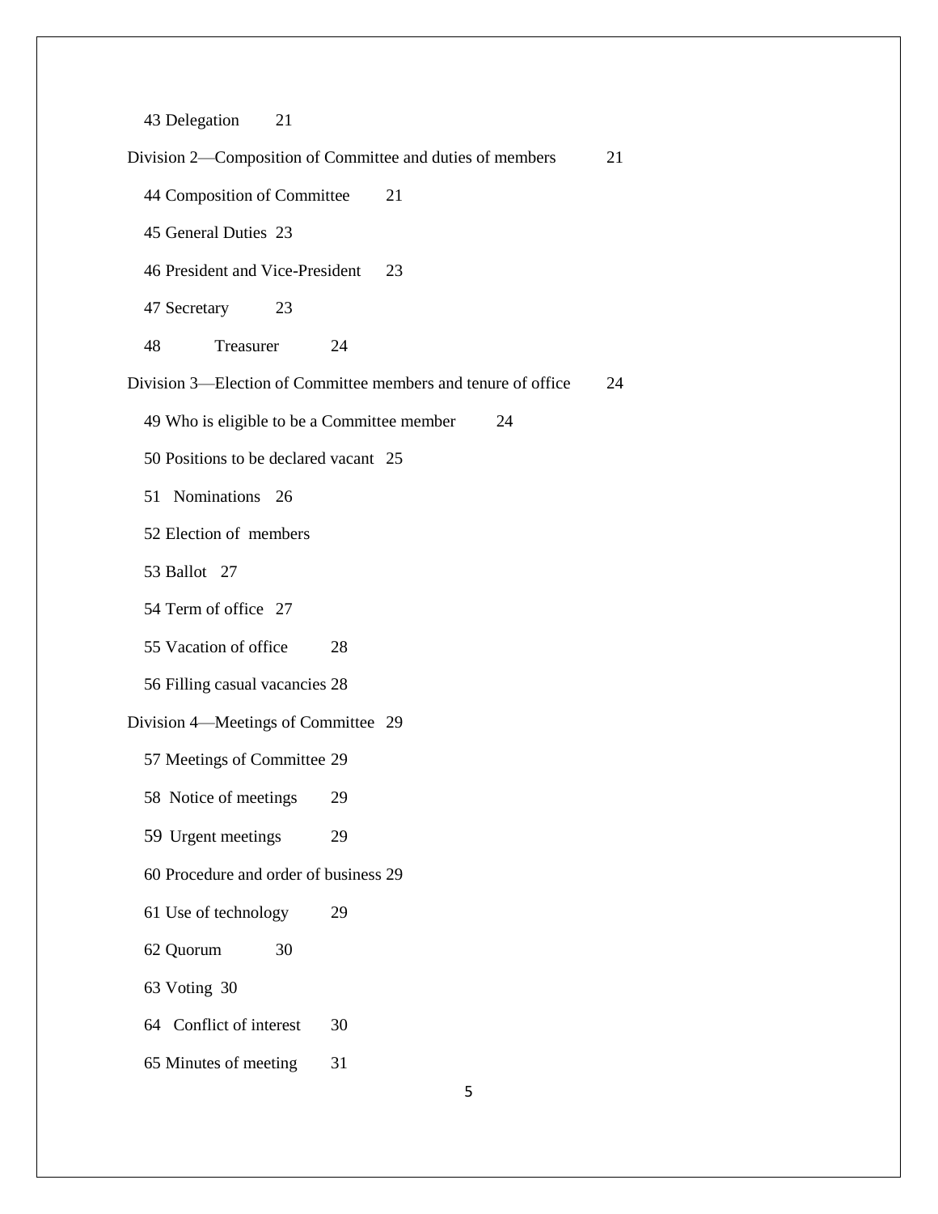43 Delegation 21

Division 2—Composition of Committee and duties of members 21

44 Composition of Committee 21

45 General Duties 23

46 President and Vice-President 23

47 Secretary 23

48 Treasurer 24

Division 3—Election of Committee members and tenure of office 24

49 Who is eligible to be a Committee member 24

50 Positions to be declared vacant 25

51 Nominations 26

52 Election of members

53 Ballot 27

54 Term of office 27

55 Vacation of office 28

56 Filling casual vacancies 28

Division 4—Meetings of Committee 29

57 Meetings of Committee 29

58 Notice of meetings 29

59 Urgent meetings 29

60 Procedure and order of business 29

61 Use of technology 29

62 Quorum 30

63 Voting 30

64 Conflict of interest 30

65 Minutes of meeting 31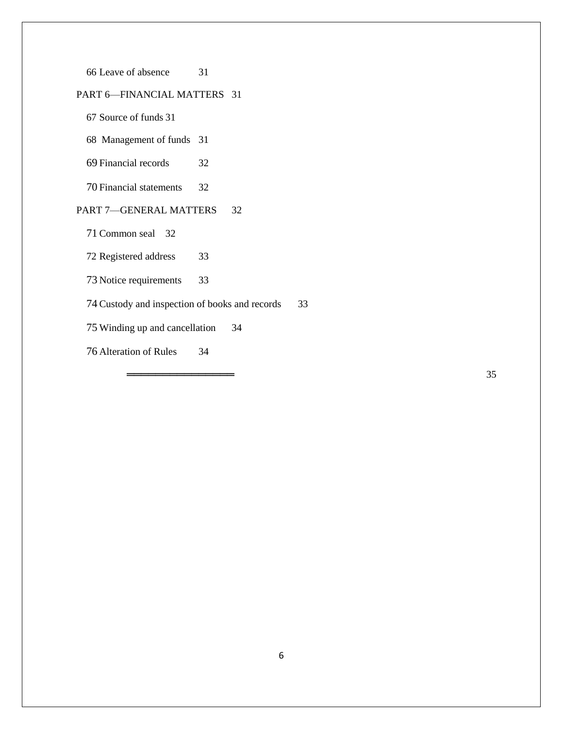66 Leave of absence 31

PART 6—FINANCIAL MATTERS 31

67 Source of funds 31

68 Management of funds 31

69 Financial records 32

70 Financial statements 32

PART 7—GENERAL MATTERS 32

71 Common seal 32

72 Registered address 33

73 Notice requirements 33

74 Custody and inspection of books and records 33

75 Winding up and cancellation 34

76 Alteration of Rules 34

═══════════════ 35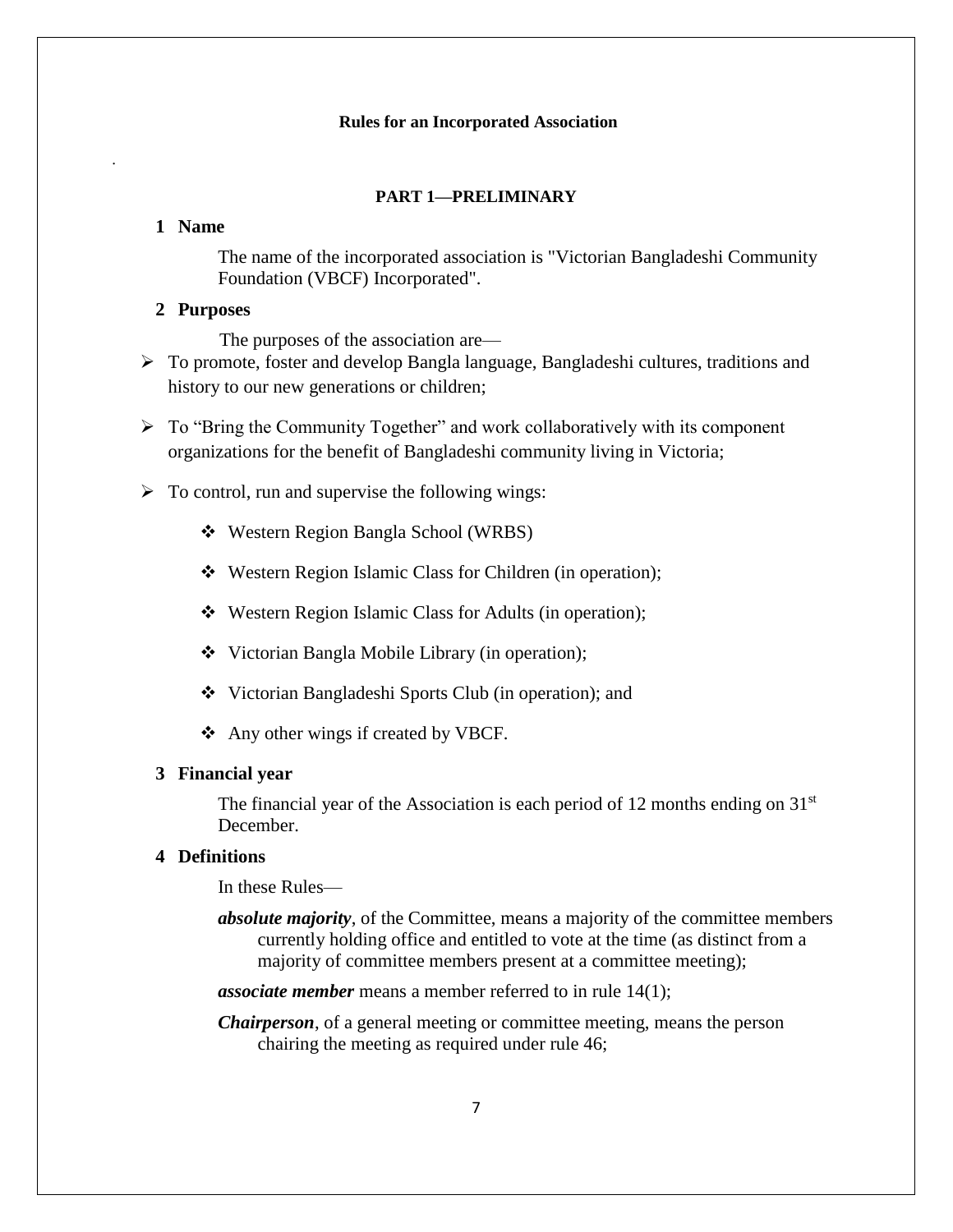# Rules for an Incorporated Association

## PART 1—PRELIMINARY

### 1 Name

The name of the incorporated association is "Victorian Bangladeshi Community Foundation (VBCF) Incorporated".

### 2 Purposes

The purposes of the association are—

- To promote, foster and develop Bangla language, Bangladeshi cultures, traditions and history to our new generations or children;
- To "Bring the Community Together" and work collaboratively with its component organizations for the benefit of Bangladeshi community living in Victoria;
- To control, run and supervise the following wings:
  - Western Region Bangla School (WRBS)
  - Western Region Islamic Class for Children (in operation);
  - Western Region Islamic Class for Adults (in operation);
  - Victorian Bangla Mobile Library (in operation);
  - Victorian Bangladeshi Sports Club (in operation); and
  - Any other wings if created by VBCF.

### 3 Financial year

The financial year of the Association is each period of 12 months ending on 31st December.

### 4 Definitions

In these Rules—

***absolute majority***, of the Committee, means a majority of the committee members currently holding office and entitled to vote at the time (as distinct from a majority of committee members present at a committee meeting);

***associate member*** means a member referred to in rule 14(1);

***Chairperson***, of a general meeting or committee meeting, means the person chairing the meeting as required under rule 46;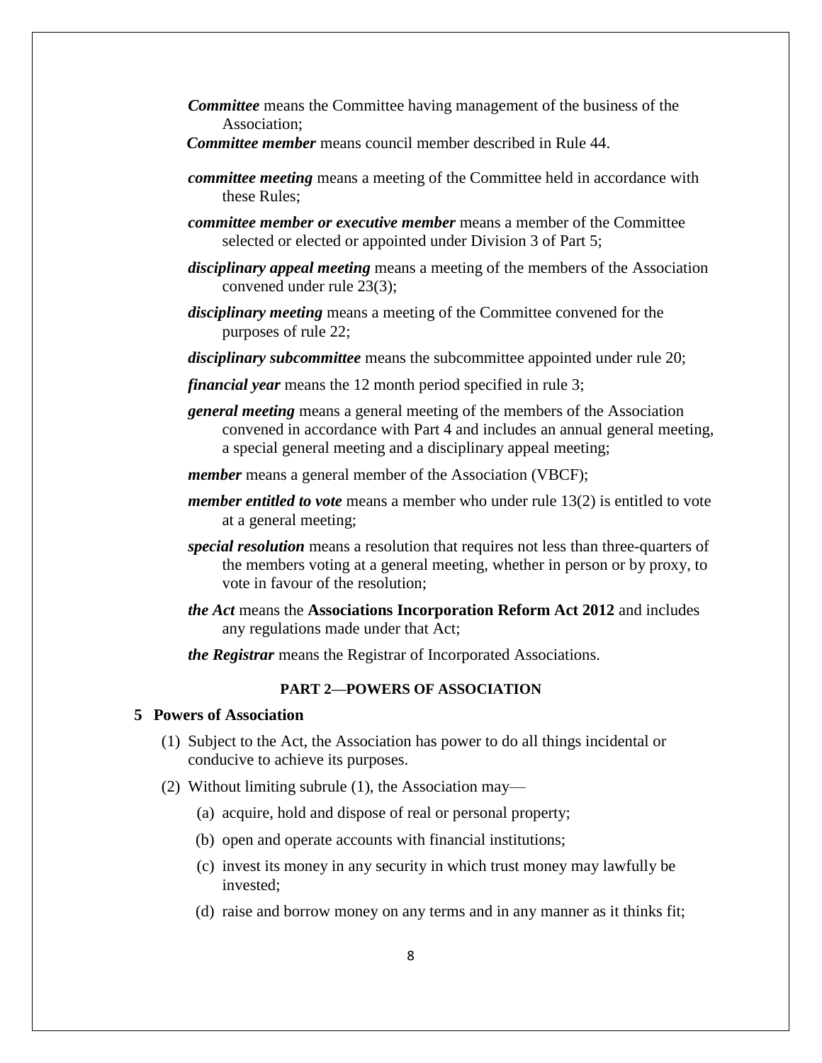***Committee*** means the Committee having management of the business of the Association;

***Committee member*** means council member described in Rule 44.

***committee meeting*** means a meeting of the Committee held in accordance with these Rules;

***committee member or executive member*** means a member of the Committee selected or elected or appointed under Division 3 of Part 5;

***disciplinary appeal meeting*** means a meeting of the members of the Association convened under rule 23(3);

***disciplinary meeting*** means a meeting of the Committee convened for the purposes of rule 22;

***disciplinary subcommittee*** means the subcommittee appointed under rule 20;

***financial year*** means the 12 month period specified in rule 3;

***general meeting*** means a general meeting of the members of the Association convened in accordance with Part 4 and includes an annual general meeting, a special general meeting and a disciplinary appeal meeting;

***member*** means a general member of the Association (VBCF);

***member entitled to vote*** means a member who under rule 13(2) is entitled to vote at a general meeting;

***special resolution*** means a resolution that requires not less than three-quarters of the members voting at a general meeting, whether in person or by proxy, to vote in favour of the resolution;

***the Act*** means the **Associations Incorporation Reform Act 2012** and includes any regulations made under that Act;

***the Registrar*** means the Registrar of Incorporated Associations.

## PART 2—POWERS OF ASSOCIATION

### 5 Powers of Association

(1) Subject to the Act, the Association has power to do all things incidental or conducive to achieve its purposes.

(2) Without limiting subrule (1), the Association may—

(a) acquire, hold and dispose of real or personal property;

(b) open and operate accounts with financial institutions;

(c) invest its money in any security in which trust money may lawfully be invested;

(d) raise and borrow money on any terms and in any manner as it thinks fit;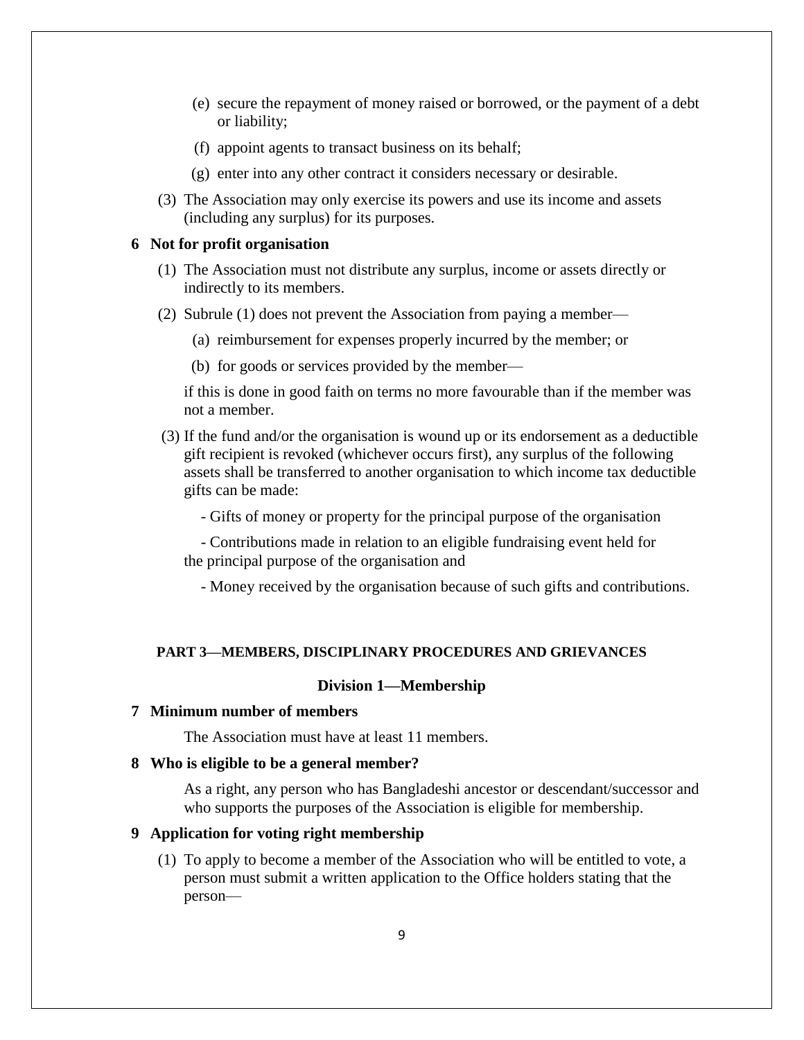(e) secure the repayment of money raised or borrowed, or the payment of a debt or liability;

(f) appoint agents to transact business on its behalf;

(g) enter into any other contract it considers necessary or desirable.

(3) The Association may only exercise its powers and use its income and assets (including any surplus) for its purposes.

**6 Not for profit organisation**

(1) The Association must not distribute any surplus, income or assets directly or indirectly to its members.

(2) Subrule (1) does not prevent the Association from paying a member—

(a) reimbursement for expenses properly incurred by the member; or

(b) for goods or services provided by the member—

if this is done in good faith on terms no more favourable than if the member was not a member.

(3) If the fund and/or the organisation is wound up or its endorsement as a deductible gift recipient is revoked (whichever occurs first), any surplus of the following assets shall be transferred to another organisation to which income tax deductible gifts can be made:

- Gifts of money or property for the principal purpose of the organisation
- Contributions made in relation to an eligible fundraising event held for the principal purpose of the organisation and
- Money received by the organisation because of such gifts and contributions.

## PART 3—MEMBERS, DISCIPLINARY PROCEDURES AND GRIEVANCES

### Division 1—Membership

**7 Minimum number of members**

The Association must have at least 11 members.

**8 Who is eligible to be a general member?**

As a right, any person who has Bangladeshi ancestor or descendant/successor and who supports the purposes of the Association is eligible for membership.

**9 Application for voting right membership**

(1) To apply to become a member of the Association who will be entitled to vote, a person must submit a written application to the Office holders stating that the person—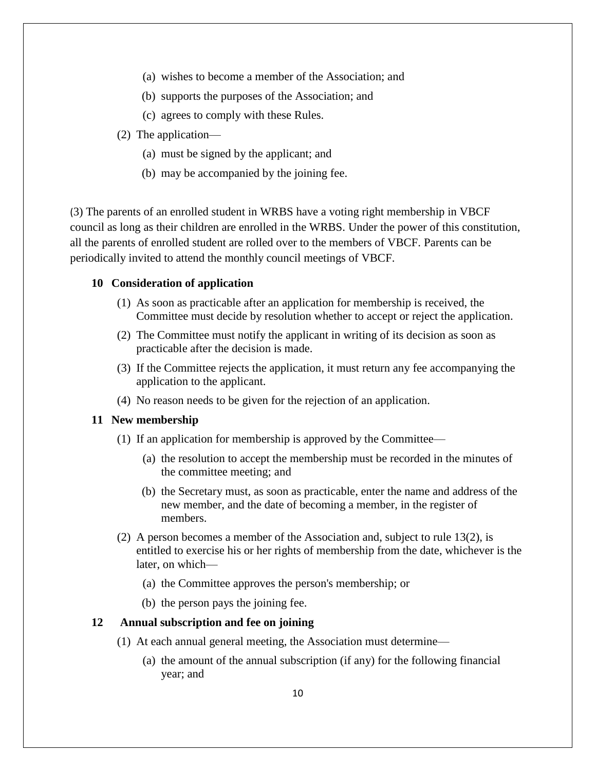(a) wishes to become a member of the Association; and

(b) supports the purposes of the Association; and

(c) agrees to comply with these Rules.

(2) The application—

(a) must be signed by the applicant; and

(b) may be accompanied by the joining fee.

(3) The parents of an enrolled student in WRBS have a voting right membership in VBCF council as long as their children are enrolled in the WRBS. Under the power of this constitution, all the parents of enrolled student are rolled over to the members of VBCF. Parents can be periodically invited to attend the monthly council meetings of VBCF.

### 10 Consideration of application

(1) As soon as practicable after an application for membership is received, the Committee must decide by resolution whether to accept or reject the application.

(2) The Committee must notify the applicant in writing of its decision as soon as practicable after the decision is made.

(3) If the Committee rejects the application, it must return any fee accompanying the application to the applicant.

(4) No reason needs to be given for the rejection of an application.

### 11 New membership

(1) If an application for membership is approved by the Committee—

(a) the resolution to accept the membership must be recorded in the minutes of the committee meeting; and

(b) the Secretary must, as soon as practicable, enter the name and address of the new member, and the date of becoming a member, in the register of members.

(2) A person becomes a member of the Association and, subject to rule 13(2), is entitled to exercise his or her rights of membership from the date, whichever is the later, on which—

(a) the Committee approves the person's membership; or

(b) the person pays the joining fee.

### 12 Annual subscription and fee on joining

(1) At each annual general meeting, the Association must determine—

(a) the amount of the annual subscription (if any) for the following financial year; and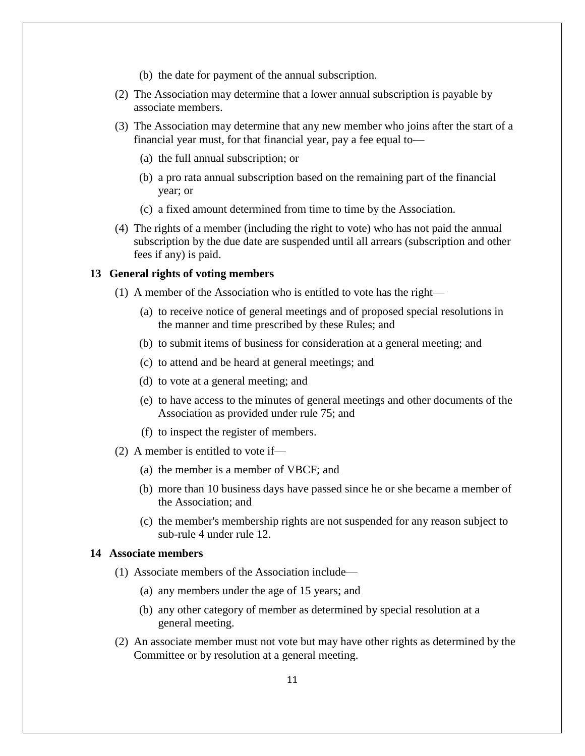(b) the date for payment of the annual subscription.

(2) The Association may determine that a lower annual subscription is payable by associate members.

(3) The Association may determine that any new member who joins after the start of a financial year must, for that financial year, pay a fee equal to—

(a) the full annual subscription; or

(b) a pro rata annual subscription based on the remaining part of the financial year; or

(c) a fixed amount determined from time to time by the Association.

(4) The rights of a member (including the right to vote) who has not paid the annual subscription by the due date are suspended until all arrears (subscription and other fees if any) is paid.

### 13 General rights of voting members

(1) A member of the Association who is entitled to vote has the right—

(a) to receive notice of general meetings and of proposed special resolutions in the manner and time prescribed by these Rules; and

(b) to submit items of business for consideration at a general meeting; and

(c) to attend and be heard at general meetings; and

(d) to vote at a general meeting; and

(e) to have access to the minutes of general meetings and other documents of the Association as provided under rule 75; and

(f) to inspect the register of members.

(2) A member is entitled to vote if—

(a) the member is a member of VBCF; and

(b) more than 10 business days have passed since he or she became a member of the Association; and

(c) the member's membership rights are not suspended for any reason subject to sub-rule 4 under rule 12.

### 14 Associate members

(1) Associate members of the Association include—

(a) any members under the age of 15 years; and

(b) any other category of member as determined by special resolution at a general meeting.

(2) An associate member must not vote but may have other rights as determined by the Committee or by resolution at a general meeting.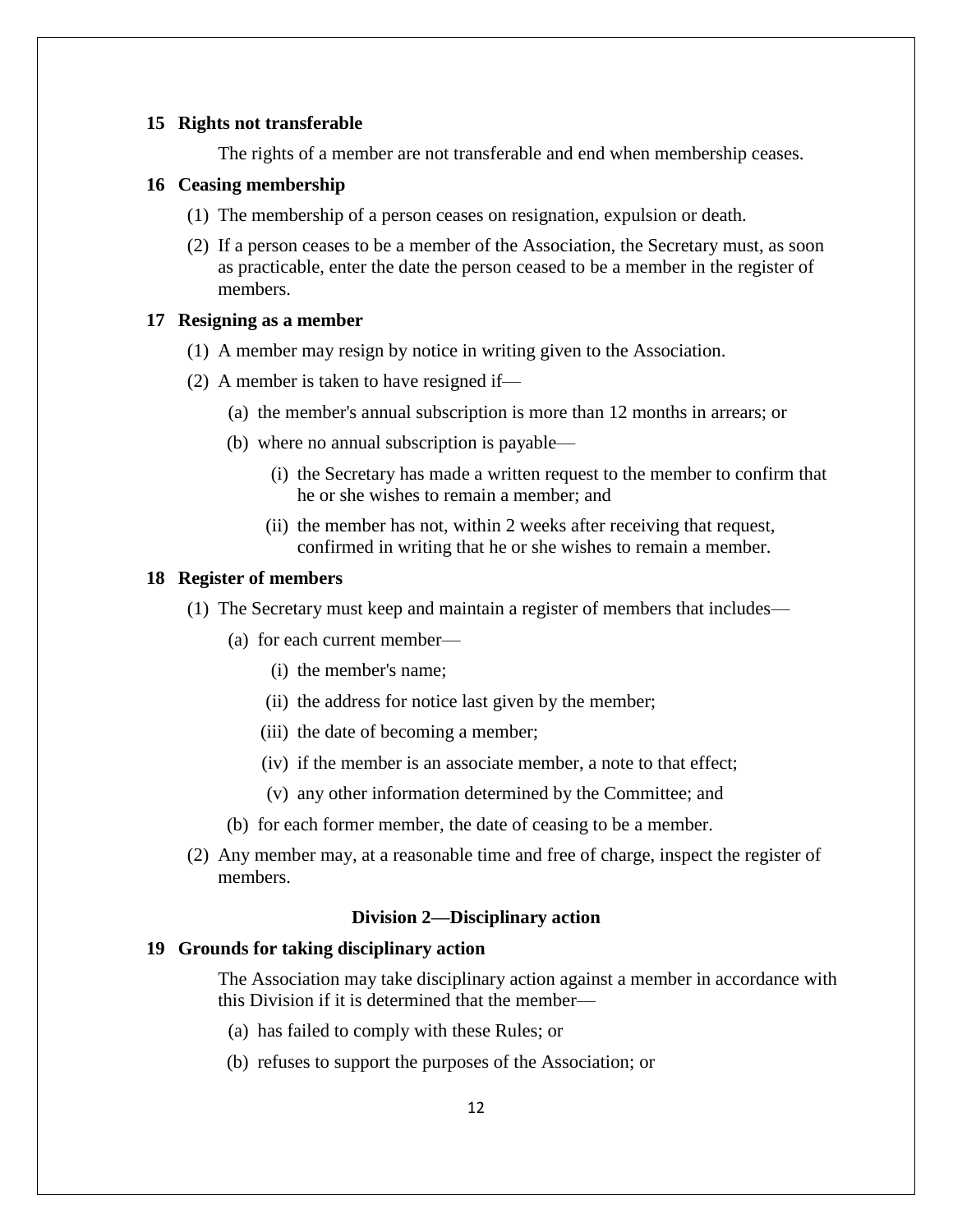### 15 Rights not transferable

The rights of a member are not transferable and end when membership ceases.

### 16 Ceasing membership

(1) The membership of a person ceases on resignation, expulsion or death.

(2) If a person ceases to be a member of the Association, the Secretary must, as soon as practicable, enter the date the person ceased to be a member in the register of members.

### 17 Resigning as a member

(1) A member may resign by notice in writing given to the Association.

(2) A member is taken to have resigned if—

- (a) the member's annual subscription is more than 12 months in arrears; or
- (b) where no annual subscription is payable—
  - (i) the Secretary has made a written request to the member to confirm that he or she wishes to remain a member; and
  - (ii) the member has not, within 2 weeks after receiving that request, confirmed in writing that he or she wishes to remain a member.

### 18 Register of members

(1) The Secretary must keep and maintain a register of members that includes—

- (a) for each current member—
  - (i) the member's name;
  - (ii) the address for notice last given by the member;
  - (iii) the date of becoming a member;
  - (iv) if the member is an associate member, a note to that effect;
  - (v) any other information determined by the Committee; and
- (b) for each former member, the date of ceasing to be a member.

(2) Any member may, at a reasonable time and free of charge, inspect the register of members.

## Division 2—Disciplinary action

### 19 Grounds for taking disciplinary action

The Association may take disciplinary action against a member in accordance with this Division if it is determined that the member—

- (a) has failed to comply with these Rules; or
- (b) refuses to support the purposes of the Association; or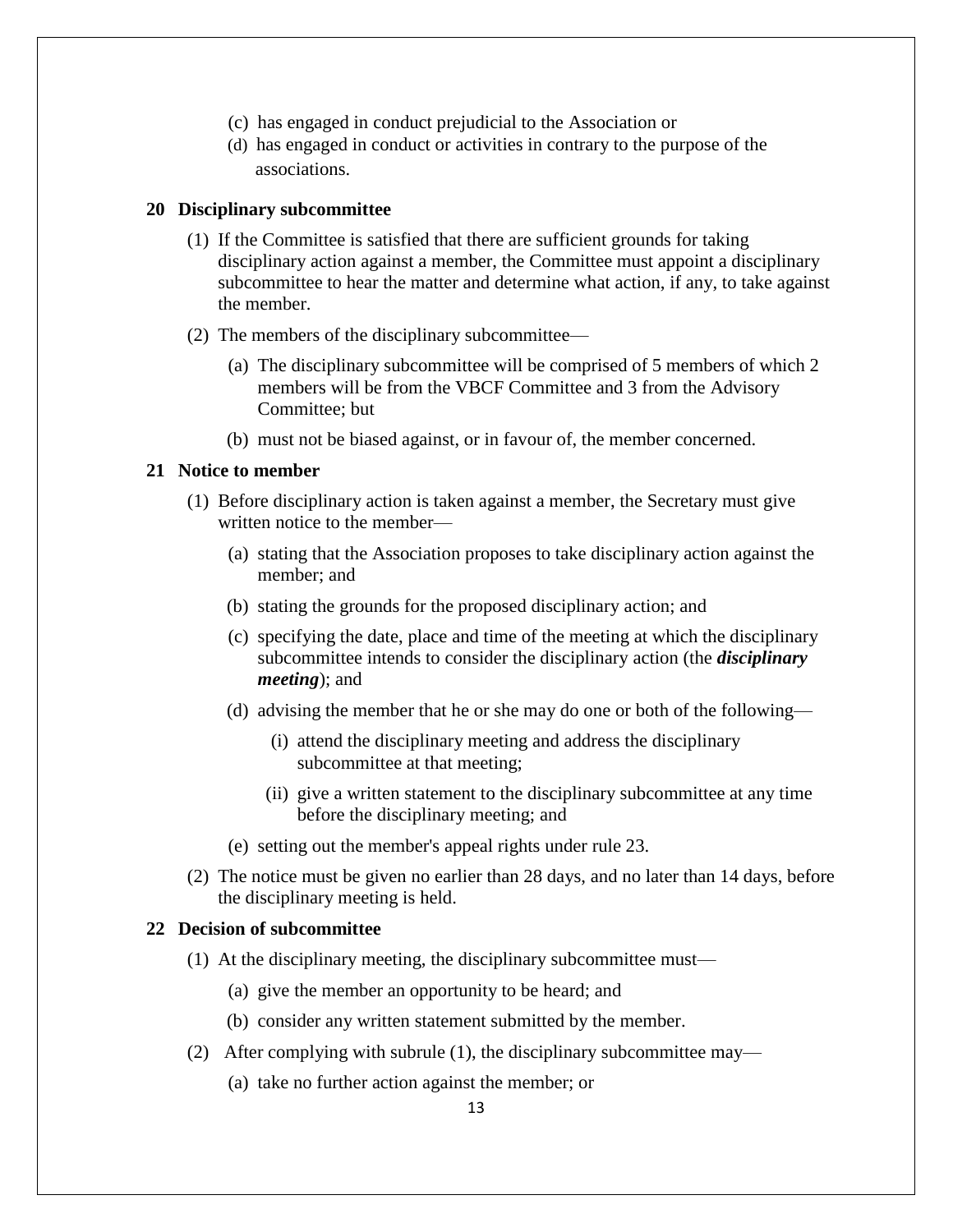(c) has engaged in conduct prejudicial to the Association or

(d) has engaged in conduct or activities in contrary to the purpose of the associations.

## 20 Disciplinary subcommittee

(1) If the Committee is satisfied that there are sufficient grounds for taking disciplinary action against a member, the Committee must appoint a disciplinary subcommittee to hear the matter and determine what action, if any, to take against the member.

(2) The members of the disciplinary subcommittee—

(a) The disciplinary subcommittee will be comprised of 5 members of which 2 members will be from the VBCF Committee and 3 from the Advisory Committee; but

(b) must not be biased against, or in favour of, the member concerned.

## 21 Notice to member

(1) Before disciplinary action is taken against a member, the Secretary must give written notice to the member—

(a) stating that the Association proposes to take disciplinary action against the member; and

(b) stating the grounds for the proposed disciplinary action; and

(c) specifying the date, place and time of the meeting at which the disciplinary subcommittee intends to consider the disciplinary action (the ***disciplinary meeting***); and

(d) advising the member that he or she may do one or both of the following—

(i) attend the disciplinary meeting and address the disciplinary subcommittee at that meeting;

(ii) give a written statement to the disciplinary subcommittee at any time before the disciplinary meeting; and

(e) setting out the member's appeal rights under rule 23.

(2) The notice must be given no earlier than 28 days, and no later than 14 days, before the disciplinary meeting is held.

## 22 Decision of subcommittee

(1) At the disciplinary meeting, the disciplinary subcommittee must—

(a) give the member an opportunity to be heard; and

(b) consider any written statement submitted by the member.

(2) After complying with subrule (1), the disciplinary subcommittee may—

(a) take no further action against the member; or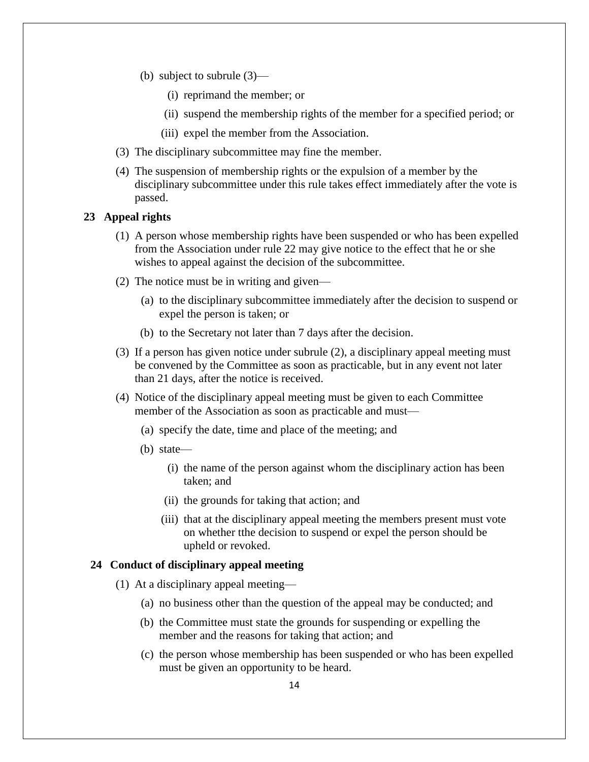(b) subject to subrule (3)—

  (i) reprimand the member; or

  (ii) suspend the membership rights of the member for a specified period; or

  (iii) expel the member from the Association.

(3) The disciplinary subcommittee may fine the member.

(4) The suspension of membership rights or the expulsion of a member by the disciplinary subcommittee under this rule takes effect immediately after the vote is passed.

### 23 Appeal rights

(1) A person whose membership rights have been suspended or who has been expelled from the Association under rule 22 may give notice to the effect that he or she wishes to appeal against the decision of the subcommittee.

(2) The notice must be in writing and given—

  (a) to the disciplinary subcommittee immediately after the decision to suspend or expel the person is taken; or

  (b) to the Secretary not later than 7 days after the decision.

(3) If a person has given notice under subrule (2), a disciplinary appeal meeting must be convened by the Committee as soon as practicable, but in any event not later than 21 days, after the notice is received.

(4) Notice of the disciplinary appeal meeting must be given to each Committee member of the Association as soon as practicable and must—

  (a) specify the date, time and place of the meeting; and

  (b) state—

    (i) the name of the person against whom the disciplinary action has been taken; and

    (ii) the grounds for taking that action; and

    (iii) that at the disciplinary appeal meeting the members present must vote on whether tthe decision to suspend or expel the person should be upheld or revoked.

### 24 Conduct of disciplinary appeal meeting

(1) At a disciplinary appeal meeting—

  (a) no business other than the question of the appeal may be conducted; and

  (b) the Committee must state the grounds for suspending or expelling the member and the reasons for taking that action; and

  (c) the person whose membership has been suspended or who has been expelled must be given an opportunity to be heard.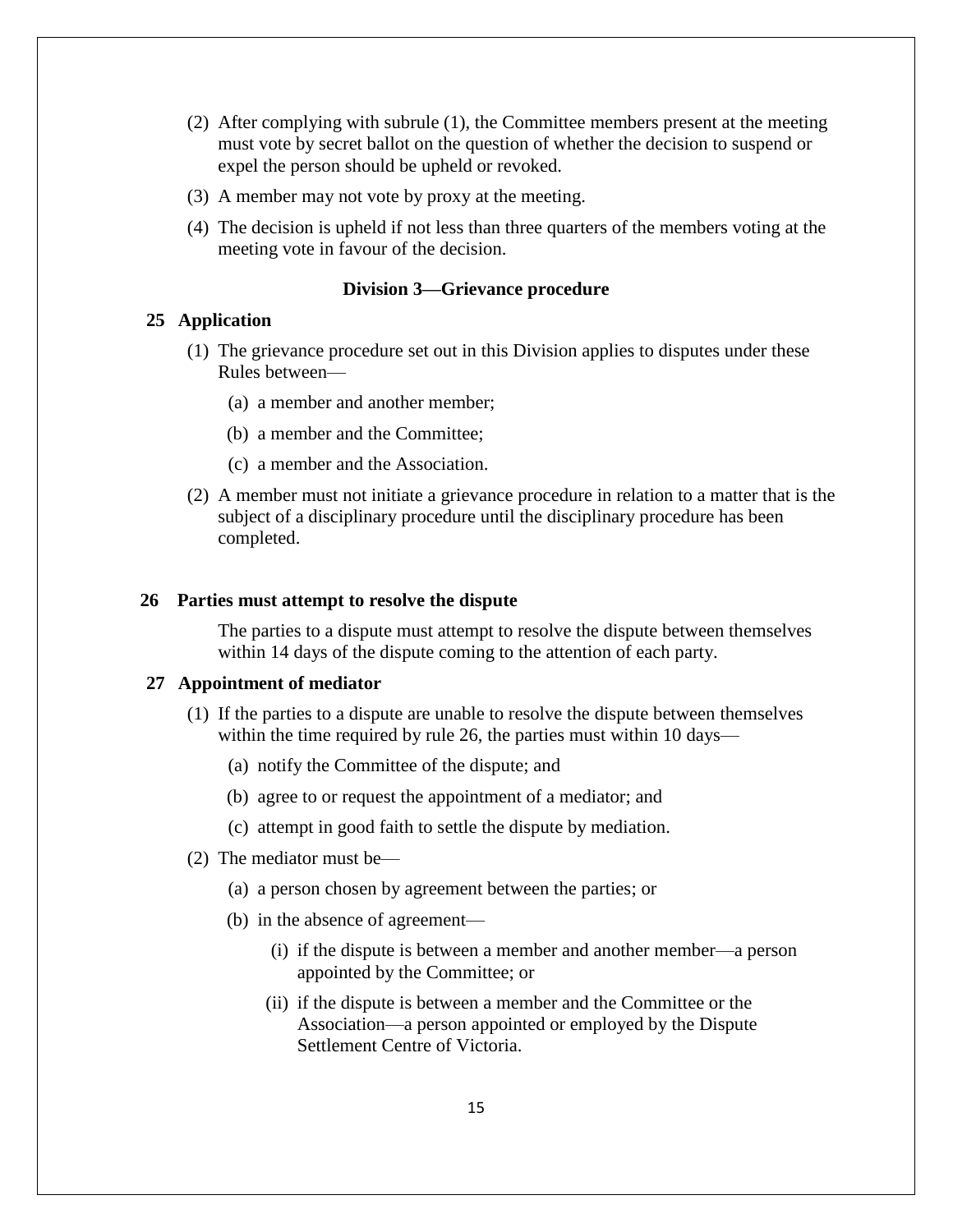(2) After complying with subrule (1), the Committee members present at the meeting must vote by secret ballot on the question of whether the decision to suspend or expel the person should be upheld or revoked.

(3) A member may not vote by proxy at the meeting.

(4) The decision is upheld if not less than three quarters of the members voting at the meeting vote in favour of the decision.

### Division 3—Grievance procedure

**25 Application**

(1) The grievance procedure set out in this Division applies to disputes under these Rules between—

(a) a member and another member;

(b) a member and the Committee;

(c) a member and the Association.

(2) A member must not initiate a grievance procedure in relation to a matter that is the subject of a disciplinary procedure until the disciplinary procedure has been completed.

**26 Parties must attempt to resolve the dispute**

The parties to a dispute must attempt to resolve the dispute between themselves within 14 days of the dispute coming to the attention of each party.

**27 Appointment of mediator**

(1) If the parties to a dispute are unable to resolve the dispute between themselves within the time required by rule 26, the parties must within 10 days—

(a) notify the Committee of the dispute; and

(b) agree to or request the appointment of a mediator; and

(c) attempt in good faith to settle the dispute by mediation.

(2) The mediator must be—

(a) a person chosen by agreement between the parties; or

(b) in the absence of agreement—

(i) if the dispute is between a member and another member—a person appointed by the Committee; or

(ii) if the dispute is between a member and the Committee or the Association—a person appointed or employed by the Dispute Settlement Centre of Victoria.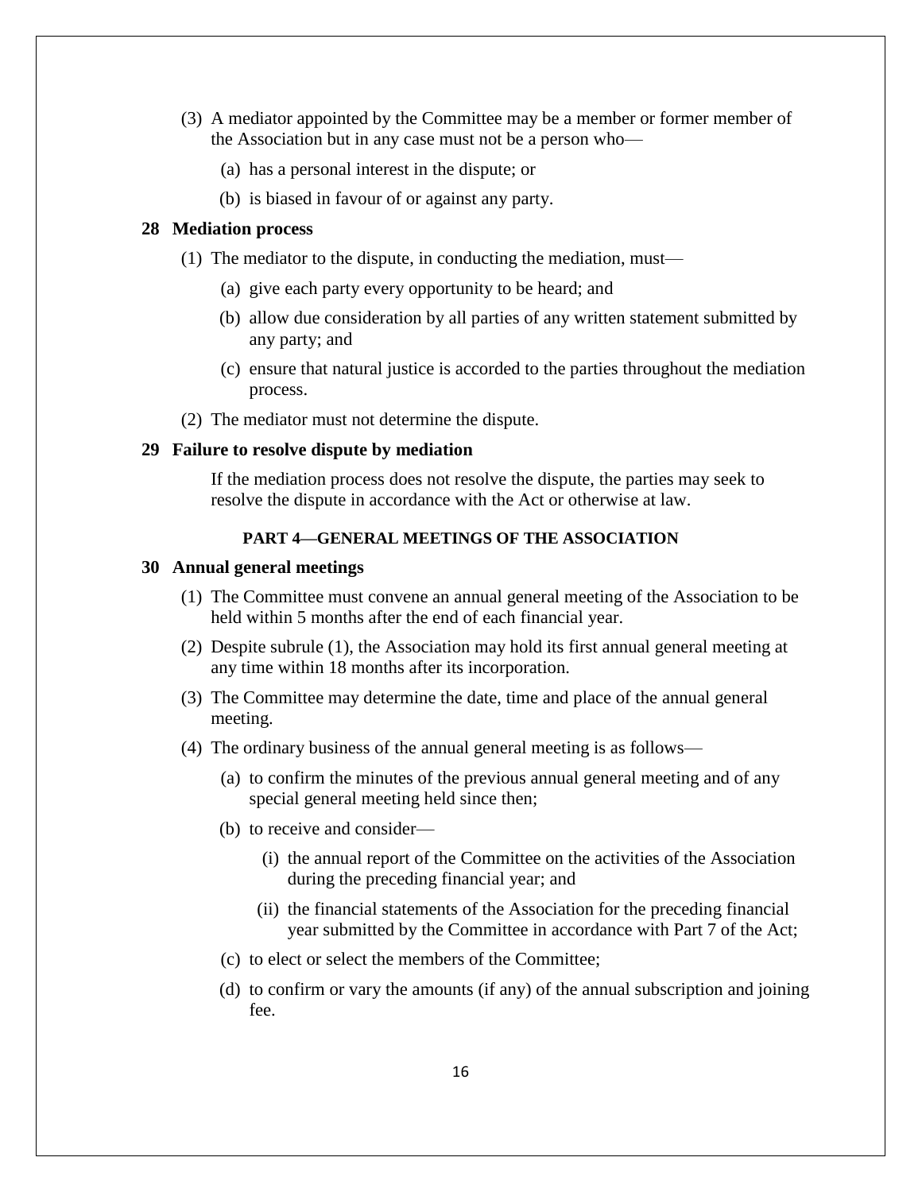(3) A mediator appointed by the Committee may be a member or former member of the Association but in any case must not be a person who—

   (a) has a personal interest in the dispute; or

   (b) is biased in favour of or against any party.

**28 Mediation process**

(1) The mediator to the dispute, in conducting the mediation, must—

   (a) give each party every opportunity to be heard; and

   (b) allow due consideration by all parties of any written statement submitted by any party; and

   (c) ensure that natural justice is accorded to the parties throughout the mediation process.

(2) The mediator must not determine the dispute.

**29 Failure to resolve dispute by mediation**

If the mediation process does not resolve the dispute, the parties may seek to resolve the dispute in accordance with the Act or otherwise at law.

## PART 4—GENERAL MEETINGS OF THE ASSOCIATION

**30 Annual general meetings**

(1) The Committee must convene an annual general meeting of the Association to be held within 5 months after the end of each financial year.

(2) Despite subrule (1), the Association may hold its first annual general meeting at any time within 18 months after its incorporation.

(3) The Committee may determine the date, time and place of the annual general meeting.

(4) The ordinary business of the annual general meeting is as follows—

   (a) to confirm the minutes of the previous annual general meeting and of any special general meeting held since then;

   (b) to receive and consider—

      (i) the annual report of the Committee on the activities of the Association during the preceding financial year; and

      (ii) the financial statements of the Association for the preceding financial year submitted by the Committee in accordance with Part 7 of the Act;

   (c) to elect or select the members of the Committee;

   (d) to confirm or vary the amounts (if any) of the annual subscription and joining fee.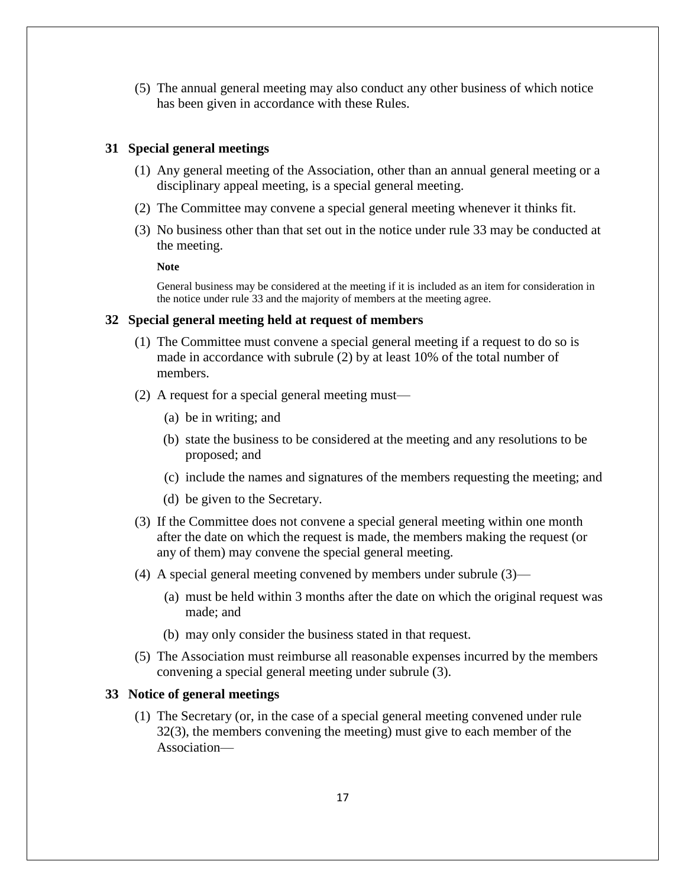(5) The annual general meeting may also conduct any other business of which notice has been given in accordance with these Rules.

### 31 Special general meetings

(1) Any general meeting of the Association, other than an annual general meeting or a disciplinary appeal meeting, is a special general meeting.

(2) The Committee may convene a special general meeting whenever it thinks fit.

(3) No business other than that set out in the notice under rule 33 may be conducted at the meeting.

**Note**

General business may be considered at the meeting if it is included as an item for consideration in the notice under rule 33 and the majority of members at the meeting agree.

### 32 Special general meeting held at request of members

(1) The Committee must convene a special general meeting if a request to do so is made in accordance with subrule (2) by at least 10% of the total number of members.

(2) A request for a special general meeting must—

- (a) be in writing; and
- (b) state the business to be considered at the meeting and any resolutions to be proposed; and
- (c) include the names and signatures of the members requesting the meeting; and
- (d) be given to the Secretary.

(3) If the Committee does not convene a special general meeting within one month after the date on which the request is made, the members making the request (or any of them) may convene the special general meeting.

(4) A special general meeting convened by members under subrule (3)—

- (a) must be held within 3 months after the date on which the original request was made; and
- (b) may only consider the business stated in that request.

(5) The Association must reimburse all reasonable expenses incurred by the members convening a special general meeting under subrule (3).

### 33 Notice of general meetings

(1) The Secretary (or, in the case of a special general meeting convened under rule 32(3), the members convening the meeting) must give to each member of the Association—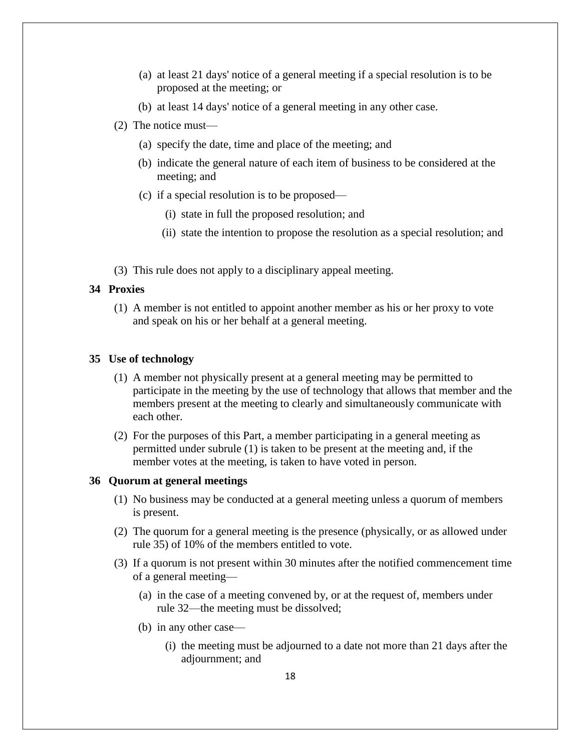(a) at least 21 days' notice of a general meeting if a special resolution is to be proposed at the meeting; or

(b) at least 14 days' notice of a general meeting in any other case.

(2) The notice must—

(a) specify the date, time and place of the meeting; and

(b) indicate the general nature of each item of business to be considered at the meeting; and

(c) if a special resolution is to be proposed—

(i) state in full the proposed resolution; and

(ii) state the intention to propose the resolution as a special resolution; and

(3) This rule does not apply to a disciplinary appeal meeting.

### 34 Proxies

(1) A member is not entitled to appoint another member as his or her proxy to vote and speak on his or her behalf at a general meeting.

### 35 Use of technology

(1) A member not physically present at a general meeting may be permitted to participate in the meeting by the use of technology that allows that member and the members present at the meeting to clearly and simultaneously communicate with each other.

(2) For the purposes of this Part, a member participating in a general meeting as permitted under subrule (1) is taken to be present at the meeting and, if the member votes at the meeting, is taken to have voted in person.

### 36 Quorum at general meetings

(1) No business may be conducted at a general meeting unless a quorum of members is present.

(2) The quorum for a general meeting is the presence (physically, or as allowed under rule 35) of 10% of the members entitled to vote.

(3) If a quorum is not present within 30 minutes after the notified commencement time of a general meeting—

(a) in the case of a meeting convened by, or at the request of, members under rule 32—the meeting must be dissolved;

(b) in any other case—

(i) the meeting must be adjourned to a date not more than 21 days after the adjournment; and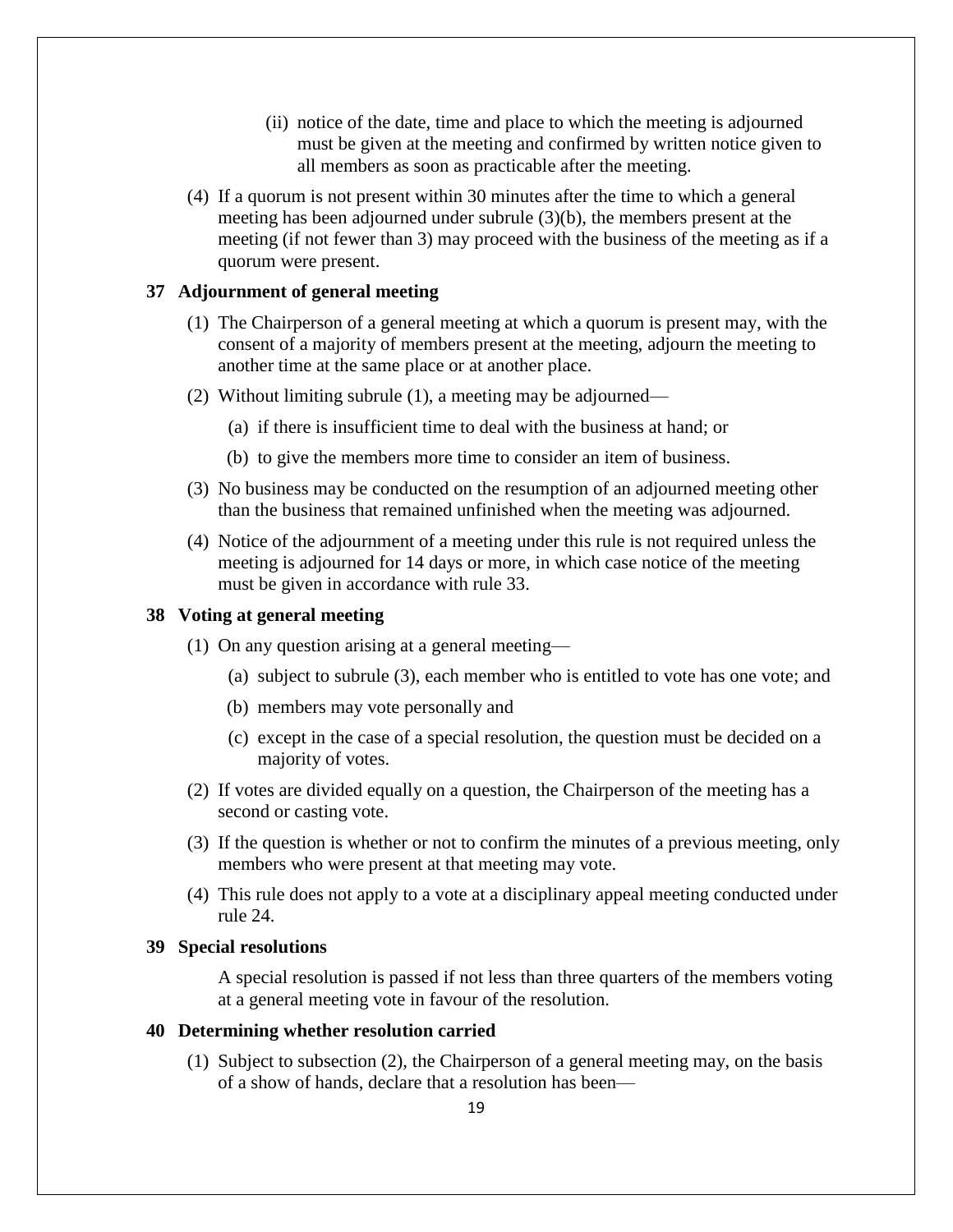(ii) notice of the date, time and place to which the meeting is adjourned must be given at the meeting and confirmed by written notice given to all members as soon as practicable after the meeting.

(4) If a quorum is not present within 30 minutes after the time to which a general meeting has been adjourned under subrule (3)(b), the members present at the meeting (if not fewer than 3) may proceed with the business of the meeting as if a quorum were present.

### 37 Adjournment of general meeting

(1) The Chairperson of a general meeting at which a quorum is present may, with the consent of a majority of members present at the meeting, adjourn the meeting to another time at the same place or at another place.

(2) Without limiting subrule (1), a meeting may be adjourned—

(a) if there is insufficient time to deal with the business at hand; or

(b) to give the members more time to consider an item of business.

(3) No business may be conducted on the resumption of an adjourned meeting other than the business that remained unfinished when the meeting was adjourned.

(4) Notice of the adjournment of a meeting under this rule is not required unless the meeting is adjourned for 14 days or more, in which case notice of the meeting must be given in accordance with rule 33.

### 38 Voting at general meeting

(1) On any question arising at a general meeting—

(a) subject to subrule (3), each member who is entitled to vote has one vote; and

(b) members may vote personally and

(c) except in the case of a special resolution, the question must be decided on a majority of votes.

(2) If votes are divided equally on a question, the Chairperson of the meeting has a second or casting vote.

(3) If the question is whether or not to confirm the minutes of a previous meeting, only members who were present at that meeting may vote.

(4) This rule does not apply to a vote at a disciplinary appeal meeting conducted under rule 24.

### 39 Special resolutions

A special resolution is passed if not less than three quarters of the members voting at a general meeting vote in favour of the resolution.

### 40 Determining whether resolution carried

(1) Subject to subsection (2), the Chairperson of a general meeting may, on the basis of a show of hands, declare that a resolution has been—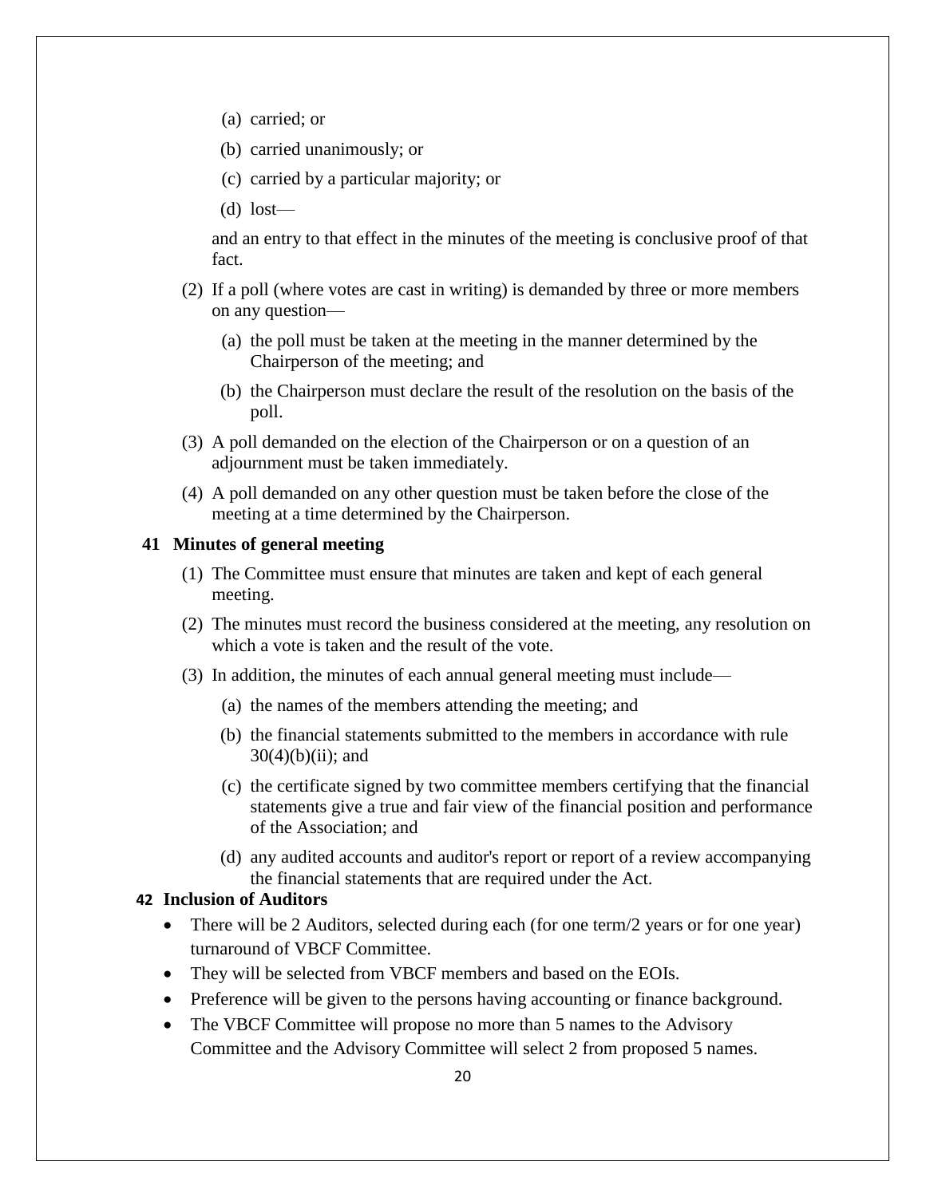(a) carried; or

(b) carried unanimously; or

(c) carried by a particular majority; or

(d) lost—

and an entry to that effect in the minutes of the meeting is conclusive proof of that fact.

(2) If a poll (where votes are cast in writing) is demanded by three or more members on any question—

(a) the poll must be taken at the meeting in the manner determined by the Chairperson of the meeting; and

(b) the Chairperson must declare the result of the resolution on the basis of the poll.

(3) A poll demanded on the election of the Chairperson or on a question of an adjournment must be taken immediately.

(4) A poll demanded on any other question must be taken before the close of the meeting at a time determined by the Chairperson.

### 41 Minutes of general meeting

(1) The Committee must ensure that minutes are taken and kept of each general meeting.

(2) The minutes must record the business considered at the meeting, any resolution on which a vote is taken and the result of the vote.

(3) In addition, the minutes of each annual general meeting must include—

(a) the names of the members attending the meeting; and

(b) the financial statements submitted to the members in accordance with rule 30(4)(b)(ii); and

(c) the certificate signed by two committee members certifying that the financial statements give a true and fair view of the financial position and performance of the Association; and

(d) any audited accounts and auditor's report or report of a review accompanying the financial statements that are required under the Act.

### 42 Inclusion of Auditors

- There will be 2 Auditors, selected during each (for one term/2 years or for one year) turnaround of VBCF Committee.
- They will be selected from VBCF members and based on the EOIs.
- Preference will be given to the persons having accounting or finance background.
- The VBCF Committee will propose no more than 5 names to the Advisory Committee and the Advisory Committee will select 2 from proposed 5 names.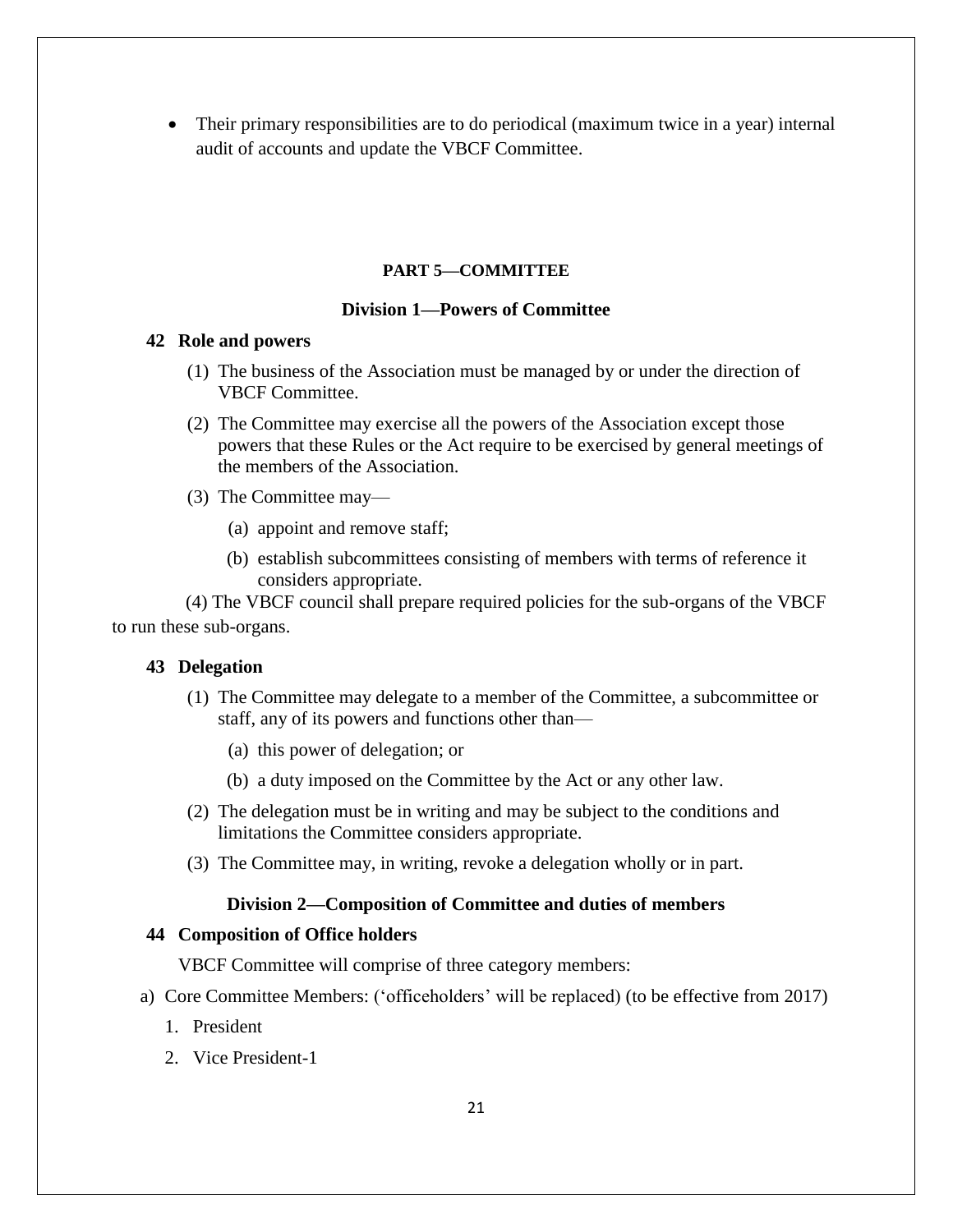- Their primary responsibilities are to do periodical (maximum twice in a year) internal audit of accounts and update the VBCF Committee.

## PART 5—COMMITTEE

### Division 1—Powers of Committee

**42 Role and powers**

(1) The business of the Association must be managed by or under the direction of VBCF Committee.

(2) The Committee may exercise all the powers of the Association except those powers that these Rules or the Act require to be exercised by general meetings of the members of the Association.

(3) The Committee may—

(a) appoint and remove staff;

(b) establish subcommittees consisting of members with terms of reference it considers appropriate.

(4) The VBCF council shall prepare required policies for the sub-organs of the VBCF to run these sub-organs.

**43 Delegation**

(1) The Committee may delegate to a member of the Committee, a subcommittee or staff, any of its powers and functions other than—

(a) this power of delegation; or

(b) a duty imposed on the Committee by the Act or any other law.

(2) The delegation must be in writing and may be subject to the conditions and limitations the Committee considers appropriate.

(3) The Committee may, in writing, revoke a delegation wholly or in part.

### Division 2—Composition of Committee and duties of members

**44 Composition of Office holders**

VBCF Committee will comprise of three category members:

a) Core Committee Members: ('officeholders' will be replaced) (to be effective from 2017)

1. President
2. Vice President-1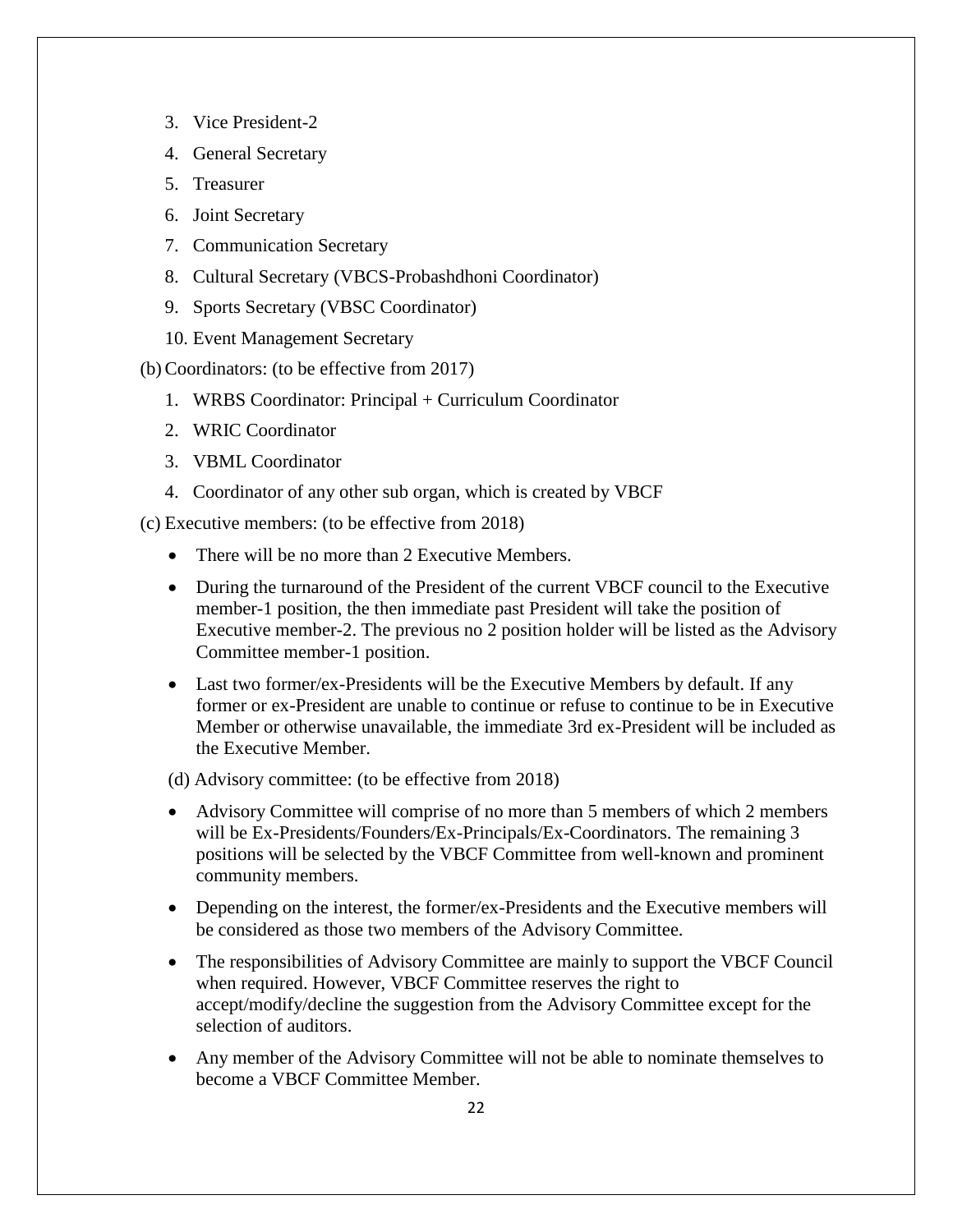3. Vice President-2
4. General Secretary
5. Treasurer
6. Joint Secretary
7. Communication Secretary
8. Cultural Secretary (VBCS-Probashdhoni Coordinator)
9. Sports Secretary (VBSC Coordinator)
10. Event Management Secretary

(b) Coordinators: (to be effective from 2017)

1. WRBS Coordinator: Principal + Curriculum Coordinator
2. WRIC Coordinator
3. VBML Coordinator
4. Coordinator of any other sub organ, which is created by VBCF

(c) Executive members: (to be effective from 2018)

- There will be no more than 2 Executive Members.
- During the turnaround of the President of the current VBCF council to the Executive member-1 position, the then immediate past President will take the position of Executive member-2. The previous no 2 position holder will be listed as the Advisory Committee member-1 position.
- Last two former/ex-Presidents will be the Executive Members by default. If any former or ex-President are unable to continue or refuse to continue to be in Executive Member or otherwise unavailable, the immediate 3rd ex-President will be included as the Executive Member.

(d) Advisory committee: (to be effective from 2018)

- Advisory Committee will comprise of no more than 5 members of which 2 members will be Ex-Presidents/Founders/Ex-Principals/Ex-Coordinators. The remaining 3 positions will be selected by the VBCF Committee from well-known and prominent community members.
- Depending on the interest, the former/ex-Presidents and the Executive members will be considered as those two members of the Advisory Committee.
- The responsibilities of Advisory Committee are mainly to support the VBCF Council when required. However, VBCF Committee reserves the right to accept/modify/decline the suggestion from the Advisory Committee except for the selection of auditors.
- Any member of the Advisory Committee will not be able to nominate themselves to become a VBCF Committee Member.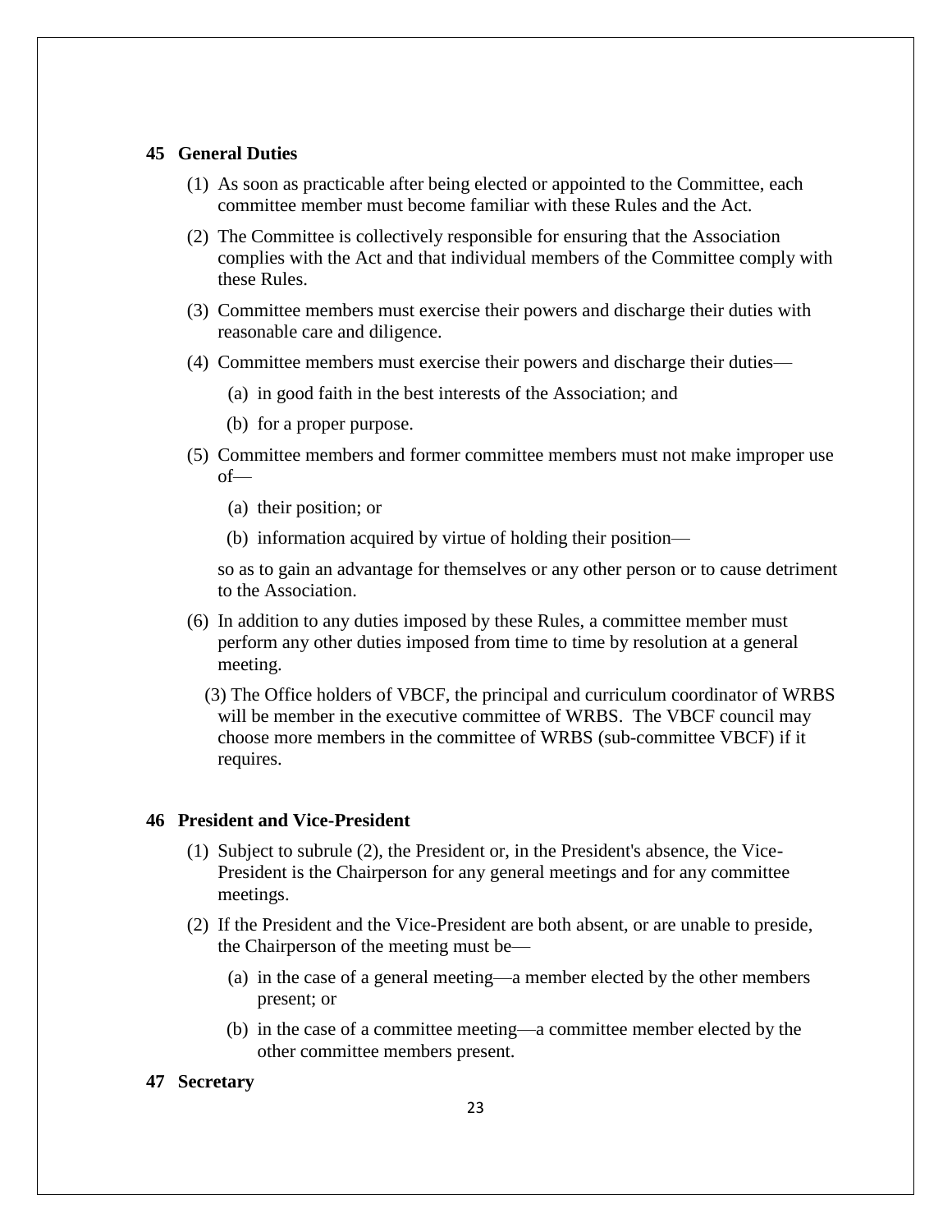### 45 General Duties

(1) As soon as practicable after being elected or appointed to the Committee, each committee member must become familiar with these Rules and the Act.

(2) The Committee is collectively responsible for ensuring that the Association complies with the Act and that individual members of the Committee comply with these Rules.

(3) Committee members must exercise their powers and discharge their duties with reasonable care and diligence.

(4) Committee members must exercise their powers and discharge their duties—

(a) in good faith in the best interests of the Association; and

(b) for a proper purpose.

(5) Committee members and former committee members must not make improper use of—

(a) their position; or

(b) information acquired by virtue of holding their position—

so as to gain an advantage for themselves or any other person or to cause detriment to the Association.

(6) In addition to any duties imposed by these Rules, a committee member must perform any other duties imposed from time to time by resolution at a general meeting.

(3) The Office holders of VBCF, the principal and curriculum coordinator of WRBS will be member in the executive committee of WRBS. The VBCF council may choose more members in the committee of WRBS (sub-committee VBCF) if it requires.

### 46 President and Vice-President

(1) Subject to subrule (2), the President or, in the President's absence, the Vice-President is the Chairperson for any general meetings and for any committee meetings.

(2) If the President and the Vice-President are both absent, or are unable to preside, the Chairperson of the meeting must be—

(a) in the case of a general meeting—a member elected by the other members present; or

(b) in the case of a committee meeting—a committee member elected by the other committee members present.

### 47 Secretary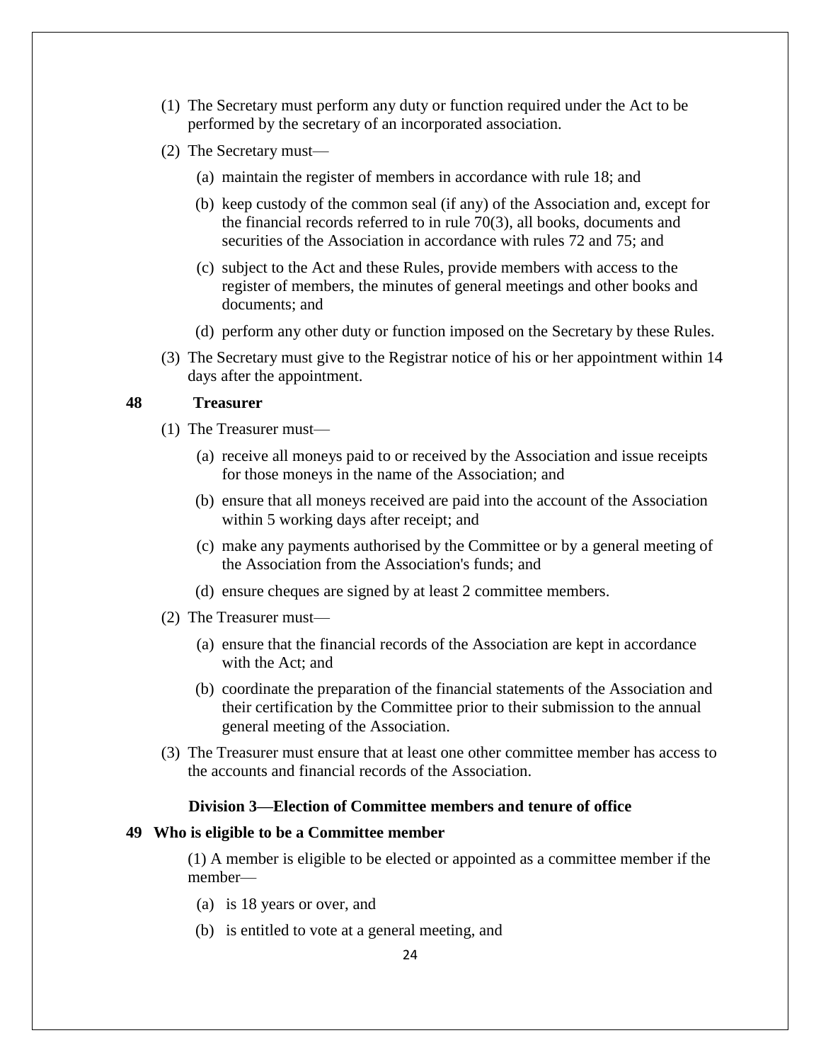(1) The Secretary must perform any duty or function required under the Act to be performed by the secretary of an incorporated association.

(2) The Secretary must—

- (a) maintain the register of members in accordance with rule 18; and
- (b) keep custody of the common seal (if any) of the Association and, except for the financial records referred to in rule 70(3), all books, documents and securities of the Association in accordance with rules 72 and 75; and
- (c) subject to the Act and these Rules, provide members with access to the register of members, the minutes of general meetings and other books and documents; and
- (d) perform any other duty or function imposed on the Secretary by these Rules.

(3) The Secretary must give to the Registrar notice of his or her appointment within 14 days after the appointment.

### 48 Treasurer

(1) The Treasurer must—

- (a) receive all moneys paid to or received by the Association and issue receipts for those moneys in the name of the Association; and
- (b) ensure that all moneys received are paid into the account of the Association within 5 working days after receipt; and
- (c) make any payments authorised by the Committee or by a general meeting of the Association from the Association's funds; and
- (d) ensure cheques are signed by at least 2 committee members.

(2) The Treasurer must—

- (a) ensure that the financial records of the Association are kept in accordance with the Act; and
- (b) coordinate the preparation of the financial statements of the Association and their certification by the Committee prior to their submission to the annual general meeting of the Association.

(3) The Treasurer must ensure that at least one other committee member has access to the accounts and financial records of the Association.

## Division 3—Election of Committee members and tenure of office

### 49 Who is eligible to be a Committee member

(1) A member is eligible to be elected or appointed as a committee member if the member—

- (a) is 18 years or over, and
- (b) is entitled to vote at a general meeting, and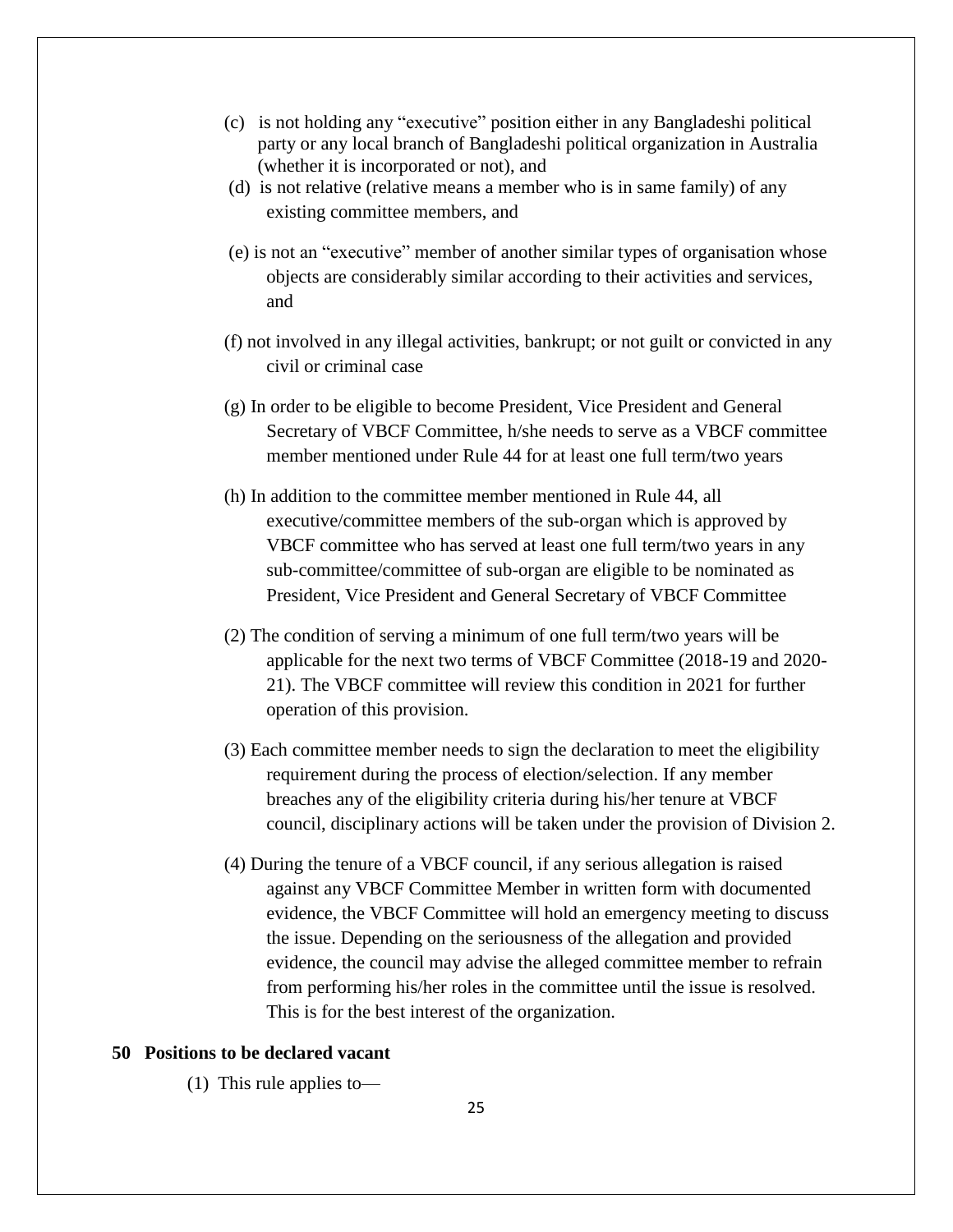(c) is not holding any "executive" position either in any Bangladeshi political party or any local branch of Bangladeshi political organization in Australia (whether it is incorporated or not), and

(d) is not relative (relative means a member who is in same family) of any existing committee members, and

(e) is not an "executive" member of another similar types of organisation whose objects are considerably similar according to their activities and services, and

(f) not involved in any illegal activities, bankrupt; or not guilt or convicted in any civil or criminal case

(g) In order to be eligible to become President, Vice President and General Secretary of VBCF Committee, h/she needs to serve as a VBCF committee member mentioned under Rule 44 for at least one full term/two years

(h) In addition to the committee member mentioned in Rule 44, all executive/committee members of the sub-organ which is approved by VBCF committee who has served at least one full term/two years in any sub-committee/committee of sub-organ are eligible to be nominated as President, Vice President and General Secretary of VBCF Committee

(2) The condition of serving a minimum of one full term/two years will be applicable for the next two terms of VBCF Committee (2018-19 and 2020-21). The VBCF committee will review this condition in 2021 for further operation of this provision.

(3) Each committee member needs to sign the declaration to meet the eligibility requirement during the process of election/selection. If any member breaches any of the eligibility criteria during his/her tenure at VBCF council, disciplinary actions will be taken under the provision of Division 2.

(4) During the tenure of a VBCF council, if any serious allegation is raised against any VBCF Committee Member in written form with documented evidence, the VBCF Committee will hold an emergency meeting to discuss the issue. Depending on the seriousness of the allegation and provided evidence, the council may advise the alleged committee member to refrain from performing his/her roles in the committee until the issue is resolved. This is for the best interest of the organization.

### 50 Positions to be declared vacant

(1) This rule applies to—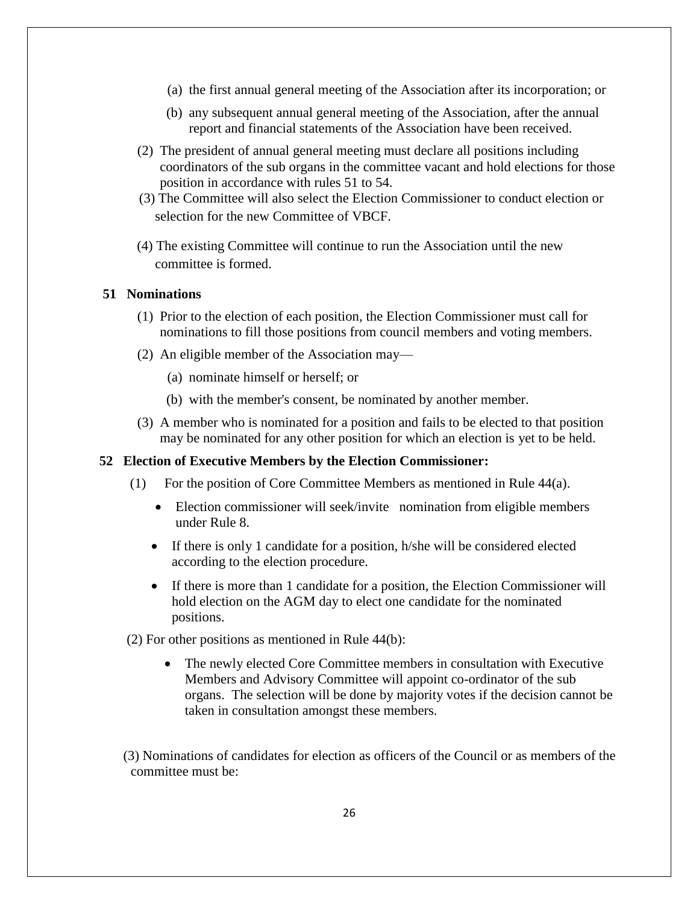(a) the first annual general meeting of the Association after its incorporation; or

(b) any subsequent annual general meeting of the Association, after the annual report and financial statements of the Association have been received.

(2) The president of annual general meeting must declare all positions including coordinators of the sub organs in the committee vacant and hold elections for those position in accordance with rules 51 to 54.

(3) The Committee will also select the Election Commissioner to conduct election or selection for the new Committee of VBCF.

(4) The existing Committee will continue to run the Association until the new committee is formed.

**51 Nominations**

(1) Prior to the election of each position, the Election Commissioner must call for nominations to fill those positions from council members and voting members.

(2) An eligible member of the Association may—

(a) nominate himself or herself; or

(b) with the member's consent, be nominated by another member.

(3) A member who is nominated for a position and fails to be elected to that position may be nominated for any other position for which an election is yet to be held.

**52 Election of Executive Members by the Election Commissioner:**

(1) For the position of Core Committee Members as mentioned in Rule 44(a).

- Election commissioner will seek/invite nomination from eligible members under Rule 8.
- If there is only 1 candidate for a position, h/she will be considered elected according to the election procedure.
- If there is more than 1 candidate for a position, the Election Commissioner will hold election on the AGM day to elect one candidate for the nominated positions.

(2) For other positions as mentioned in Rule 44(b):

- The newly elected Core Committee members in consultation with Executive Members and Advisory Committee will appoint co-ordinator of the sub organs. The selection will be done by majority votes if the decision cannot be taken in consultation amongst these members.

(3) Nominations of candidates for election as officers of the Council or as members of the committee must be: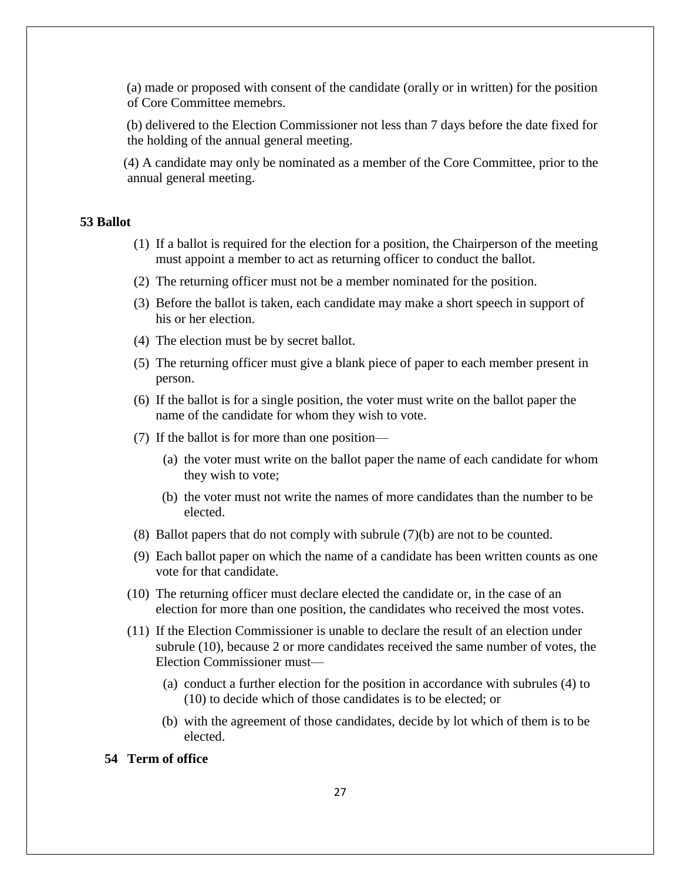(a) made or proposed with consent of the candidate (orally or in written) for the position of Core Committee memebrs.

(b) delivered to the Election Commissioner not less than 7 days before the date fixed for the holding of the annual general meeting.

(4) A candidate may only be nominated as a member of the Core Committee, prior to the annual general meeting.

## 53 Ballot

(1) If a ballot is required for the election for a position, the Chairperson of the meeting must appoint a member to act as returning officer to conduct the ballot.

(2) The returning officer must not be a member nominated for the position.

(3) Before the ballot is taken, each candidate may make a short speech in support of his or her election.

(4) The election must be by secret ballot.

(5) The returning officer must give a blank piece of paper to each member present in person.

(6) If the ballot is for a single position, the voter must write on the ballot paper the name of the candidate for whom they wish to vote.

(7) If the ballot is for more than one position—

(a) the voter must write on the ballot paper the name of each candidate for whom they wish to vote;

(b) the voter must not write the names of more candidates than the number to be elected.

(8) Ballot papers that do not comply with subrule (7)(b) are not to be counted.

(9) Each ballot paper on which the name of a candidate has been written counts as one vote for that candidate.

(10) The returning officer must declare elected the candidate or, in the case of an election for more than one position, the candidates who received the most votes.

(11) If the Election Commissioner is unable to declare the result of an election under subrule (10), because 2 or more candidates received the same number of votes, the Election Commissioner must—

(a) conduct a further election for the position in accordance with subrules (4) to (10) to decide which of those candidates is to be elected; or

(b) with the agreement of those candidates, decide by lot which of them is to be elected.

## 54 Term of office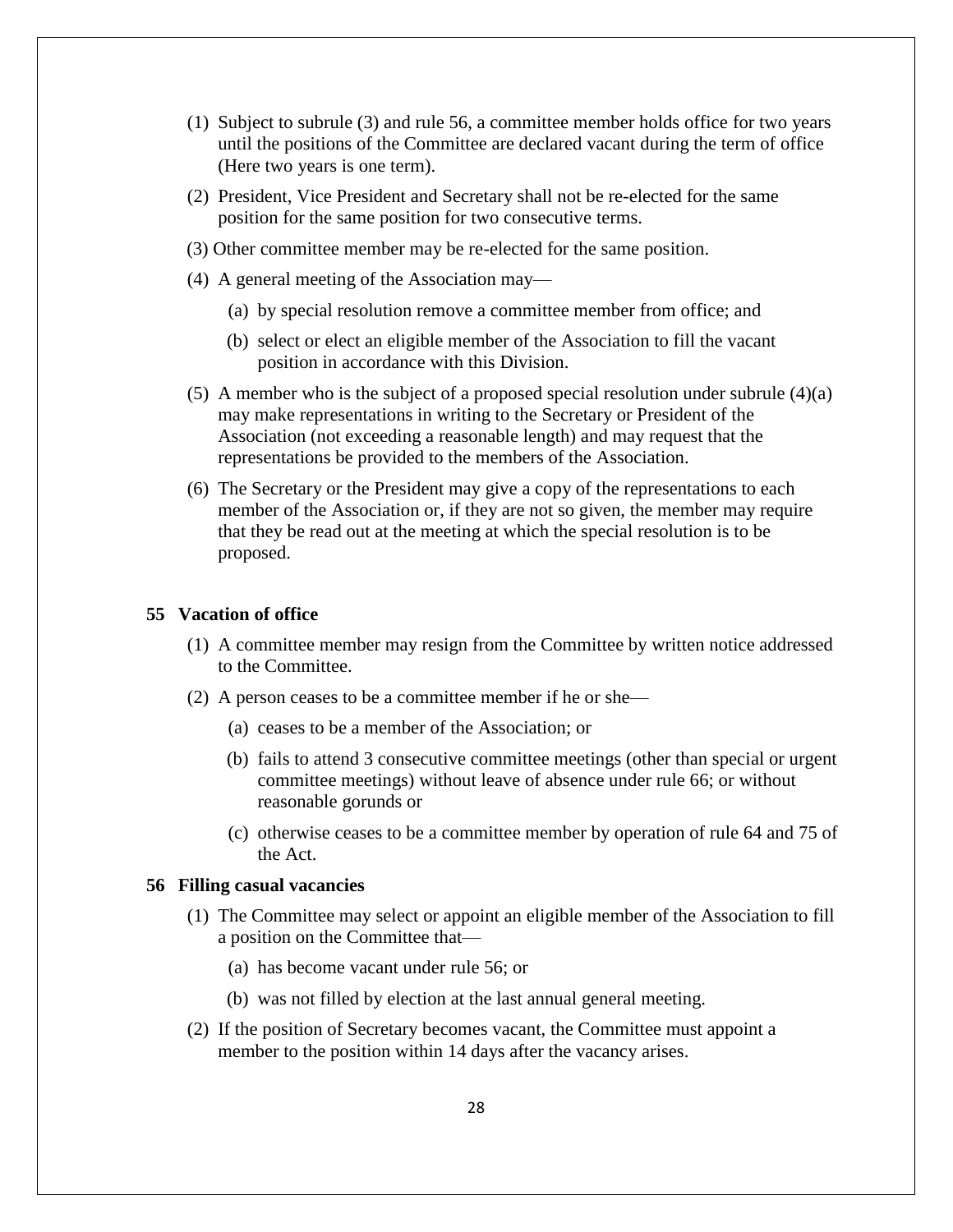(1) Subject to subrule (3) and rule 56, a committee member holds office for two years until the positions of the Committee are declared vacant during the term of office (Here two years is one term).

(2) President, Vice President and Secretary shall not be re-elected for the same position for the same position for two consecutive terms.

(3) Other committee member may be re-elected for the same position.

(4) A general meeting of the Association may—

  (a) by special resolution remove a committee member from office; and

  (b) select or elect an eligible member of the Association to fill the vacant position in accordance with this Division.

(5) A member who is the subject of a proposed special resolution under subrule (4)(a) may make representations in writing to the Secretary or President of the Association (not exceeding a reasonable length) and may request that the representations be provided to the members of the Association.

(6) The Secretary or the President may give a copy of the representations to each member of the Association or, if they are not so given, the member may require that they be read out at the meeting at which the special resolution is to be proposed.

## 55 Vacation of office

(1) A committee member may resign from the Committee by written notice addressed to the Committee.

(2) A person ceases to be a committee member if he or she—

  (a) ceases to be a member of the Association; or

  (b) fails to attend 3 consecutive committee meetings (other than special or urgent committee meetings) without leave of absence under rule 66; or without reasonable gorunds or

  (c) otherwise ceases to be a committee member by operation of rule 64 and 75 of the Act.

## 56 Filling casual vacancies

(1) The Committee may select or appoint an eligible member of the Association to fill a position on the Committee that—

  (a) has become vacant under rule 56; or

  (b) was not filled by election at the last annual general meeting.

(2) If the position of Secretary becomes vacant, the Committee must appoint a member to the position within 14 days after the vacancy arises.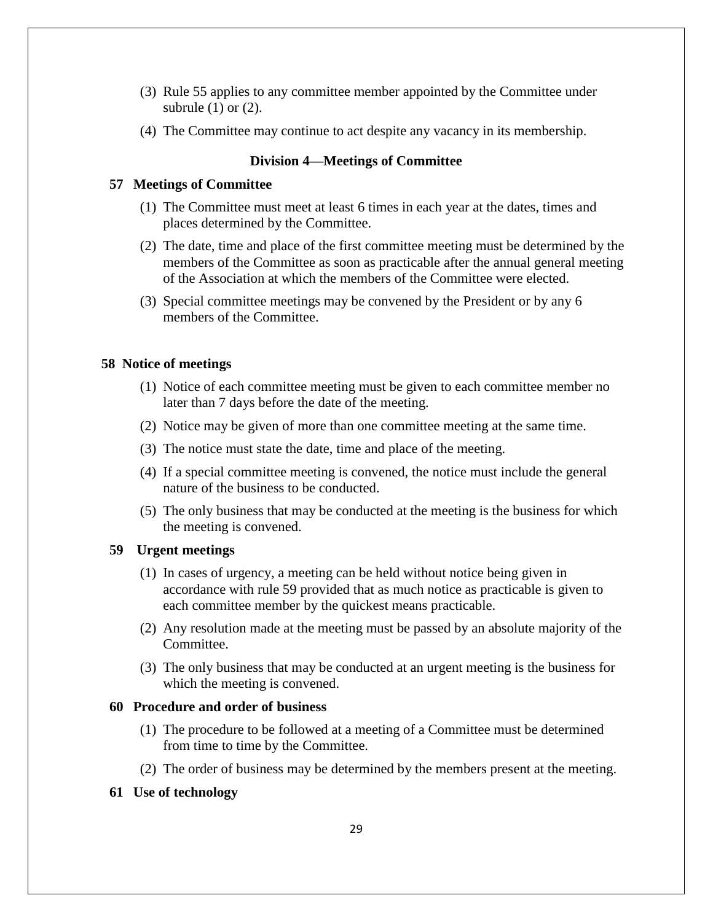(3) Rule 55 applies to any committee member appointed by the Committee under subrule (1) or (2).

(4) The Committee may continue to act despite any vacancy in its membership.

### Division 4—Meetings of Committee

#### 57 Meetings of Committee

(1) The Committee must meet at least 6 times in each year at the dates, times and places determined by the Committee.

(2) The date, time and place of the first committee meeting must be determined by the members of the Committee as soon as practicable after the annual general meeting of the Association at which the members of the Committee were elected.

(3) Special committee meetings may be convened by the President or by any 6 members of the Committee.

#### 58 Notice of meetings

(1) Notice of each committee meeting must be given to each committee member no later than 7 days before the date of the meeting.

(2) Notice may be given of more than one committee meeting at the same time.

(3) The notice must state the date, time and place of the meeting.

(4) If a special committee meeting is convened, the notice must include the general nature of the business to be conducted.

(5) The only business that may be conducted at the meeting is the business for which the meeting is convened.

#### 59 Urgent meetings

(1) In cases of urgency, a meeting can be held without notice being given in accordance with rule 59 provided that as much notice as practicable is given to each committee member by the quickest means practicable.

(2) Any resolution made at the meeting must be passed by an absolute majority of the Committee.

(3) The only business that may be conducted at an urgent meeting is the business for which the meeting is convened.

#### 60 Procedure and order of business

(1) The procedure to be followed at a meeting of a Committee must be determined from time to time by the Committee.

(2) The order of business may be determined by the members present at the meeting.

#### 61 Use of technology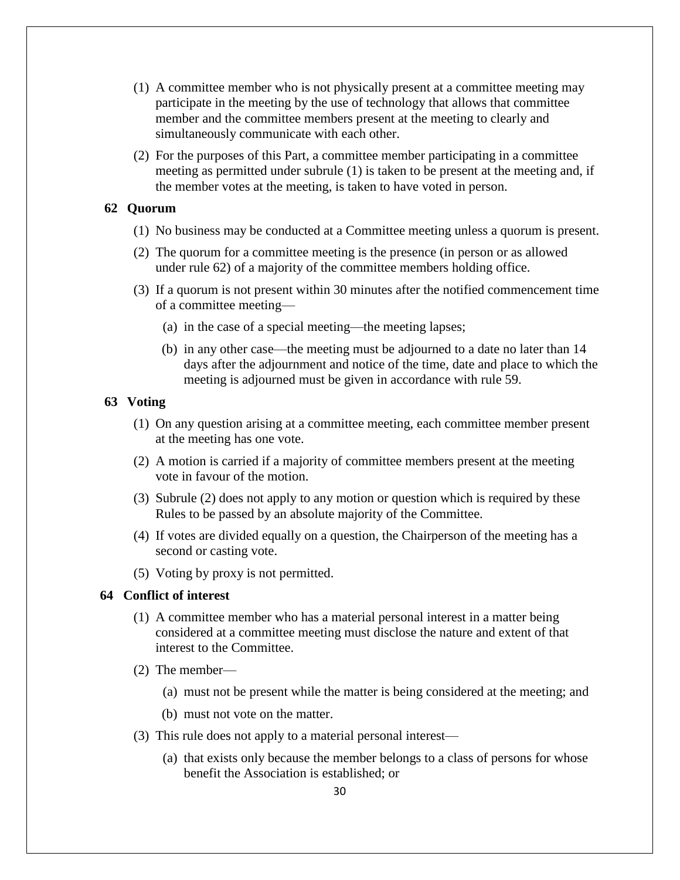(1) A committee member who is not physically present at a committee meeting may participate in the meeting by the use of technology that allows that committee member and the committee members present at the meeting to clearly and simultaneously communicate with each other.

(2) For the purposes of this Part, a committee member participating in a committee meeting as permitted under subrule (1) is taken to be present at the meeting and, if the member votes at the meeting, is taken to have voted in person.

### 62 Quorum

(1) No business may be conducted at a Committee meeting unless a quorum is present.

(2) The quorum for a committee meeting is the presence (in person or as allowed under rule 62) of a majority of the committee members holding office.

(3) If a quorum is not present within 30 minutes after the notified commencement time of a committee meeting—

(a) in the case of a special meeting—the meeting lapses;

(b) in any other case—the meeting must be adjourned to a date no later than 14 days after the adjournment and notice of the time, date and place to which the meeting is adjourned must be given in accordance with rule 59.

### 63 Voting

(1) On any question arising at a committee meeting, each committee member present at the meeting has one vote.

(2) A motion is carried if a majority of committee members present at the meeting vote in favour of the motion.

(3) Subrule (2) does not apply to any motion or question which is required by these Rules to be passed by an absolute majority of the Committee.

(4) If votes are divided equally on a question, the Chairperson of the meeting has a second or casting vote.

(5) Voting by proxy is not permitted.

### 64 Conflict of interest

(1) A committee member who has a material personal interest in a matter being considered at a committee meeting must disclose the nature and extent of that interest to the Committee.

(2) The member—

(a) must not be present while the matter is being considered at the meeting; and

(b) must not vote on the matter.

(3) This rule does not apply to a material personal interest—

(a) that exists only because the member belongs to a class of persons for whose benefit the Association is established; or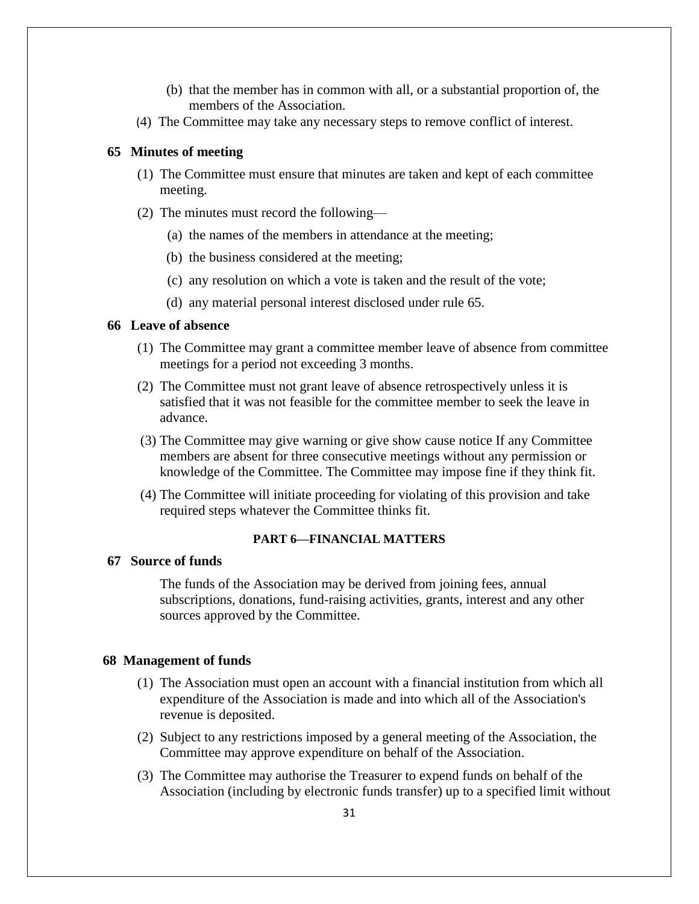(b) that the member has in common with all, or a substantial proportion of, the members of the Association.

(4) The Committee may take any necessary steps to remove conflict of interest.

**65 Minutes of meeting**

(1) The Committee must ensure that minutes are taken and kept of each committee meeting.

(2) The minutes must record the following—

(a) the names of the members in attendance at the meeting;

(b) the business considered at the meeting;

(c) any resolution on which a vote is taken and the result of the vote;

(d) any material personal interest disclosed under rule 65.

**66 Leave of absence**

(1) The Committee may grant a committee member leave of absence from committee meetings for a period not exceeding 3 months.

(2) The Committee must not grant leave of absence retrospectively unless it is satisfied that it was not feasible for the committee member to seek the leave in advance.

(3) The Committee may give warning or give show cause notice If any Committee members are absent for three consecutive meetings without any permission or knowledge of the Committee. The Committee may impose fine if they think fit.

(4) The Committee will initiate proceeding for violating of this provision and take required steps whatever the Committee thinks fit.

## PART 6—FINANCIAL MATTERS

**67 Source of funds**

The funds of the Association may be derived from joining fees, annual subscriptions, donations, fund-raising activities, grants, interest and any other sources approved by the Committee.

**68 Management of funds**

(1) The Association must open an account with a financial institution from which all expenditure of the Association is made and into which all of the Association's revenue is deposited.

(2) Subject to any restrictions imposed by a general meeting of the Association, the Committee may approve expenditure on behalf of the Association.

(3) The Committee may authorise the Treasurer to expend funds on behalf of the Association (including by electronic funds transfer) up to a specified limit without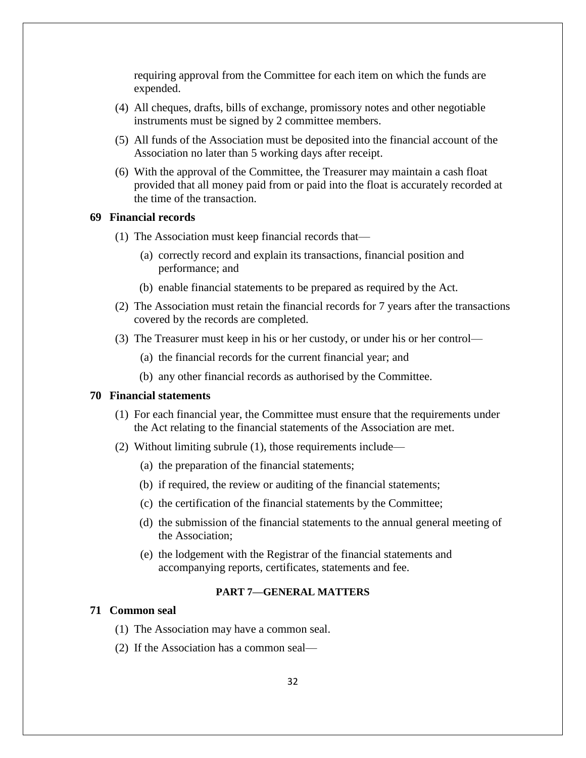requiring approval from the Committee for each item on which the funds are expended.

(4) All cheques, drafts, bills of exchange, promissory notes and other negotiable instruments must be signed by 2 committee members.

(5) All funds of the Association must be deposited into the financial account of the Association no later than 5 working days after receipt.

(6) With the approval of the Committee, the Treasurer may maintain a cash float provided that all money paid from or paid into the float is accurately recorded at the time of the transaction.

**69 Financial records**

(1) The Association must keep financial records that—

(a) correctly record and explain its transactions, financial position and performance; and

(b) enable financial statements to be prepared as required by the Act.

(2) The Association must retain the financial records for 7 years after the transactions covered by the records are completed.

(3) The Treasurer must keep in his or her custody, or under his or her control—

(a) the financial records for the current financial year; and

(b) any other financial records as authorised by the Committee.

**70 Financial statements**

(1) For each financial year, the Committee must ensure that the requirements under the Act relating to the financial statements of the Association are met.

(2) Without limiting subrule (1), those requirements include—

(a) the preparation of the financial statements;

(b) if required, the review or auditing of the financial statements;

(c) the certification of the financial statements by the Committee;

(d) the submission of the financial statements to the annual general meeting of the Association;

(e) the lodgement with the Registrar of the financial statements and accompanying reports, certificates, statements and fee.

## PART 7—GENERAL MATTERS

**71 Common seal**

(1) The Association may have a common seal.

(2) If the Association has a common seal—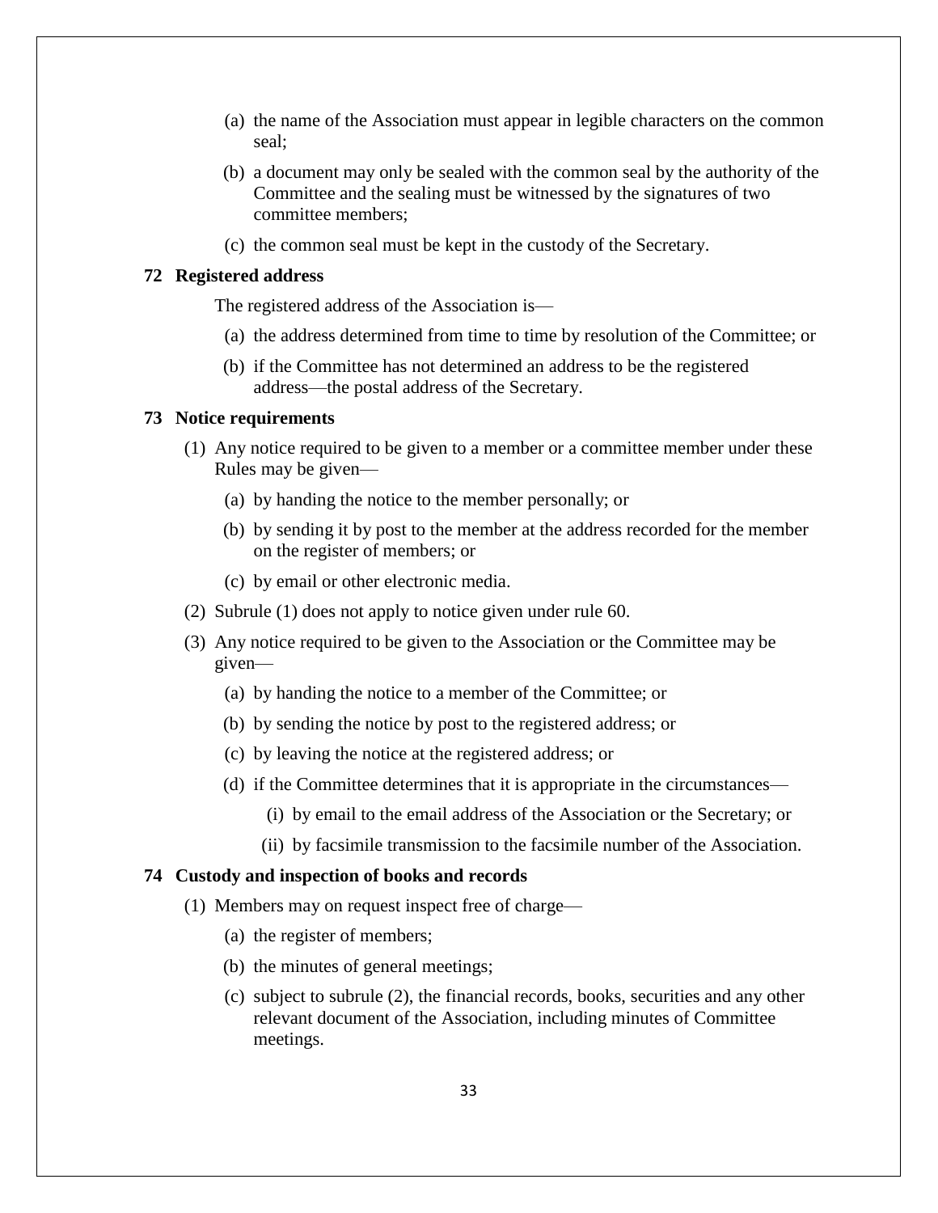(a) the name of the Association must appear in legible characters on the common seal;

(b) a document may only be sealed with the common seal by the authority of the Committee and the sealing must be witnessed by the signatures of two committee members;

(c) the common seal must be kept in the custody of the Secretary.

### 72 Registered address

The registered address of the Association is—

(a) the address determined from time to time by resolution of the Committee; or

(b) if the Committee has not determined an address to be the registered address—the postal address of the Secretary.

### 73 Notice requirements

(1) Any notice required to be given to a member or a committee member under these Rules may be given—

(a) by handing the notice to the member personally; or

(b) by sending it by post to the member at the address recorded for the member on the register of members; or

(c) by email or other electronic media.

(2) Subrule (1) does not apply to notice given under rule 60.

(3) Any notice required to be given to the Association or the Committee may be given—

(a) by handing the notice to a member of the Committee; or

(b) by sending the notice by post to the registered address; or

(c) by leaving the notice at the registered address; or

(d) if the Committee determines that it is appropriate in the circumstances—

(i) by email to the email address of the Association or the Secretary; or

(ii) by facsimile transmission to the facsimile number of the Association.

### 74 Custody and inspection of books and records

(1) Members may on request inspect free of charge—

(a) the register of members;

(b) the minutes of general meetings;

(c) subject to subrule (2), the financial records, books, securities and any other relevant document of the Association, including minutes of Committee meetings.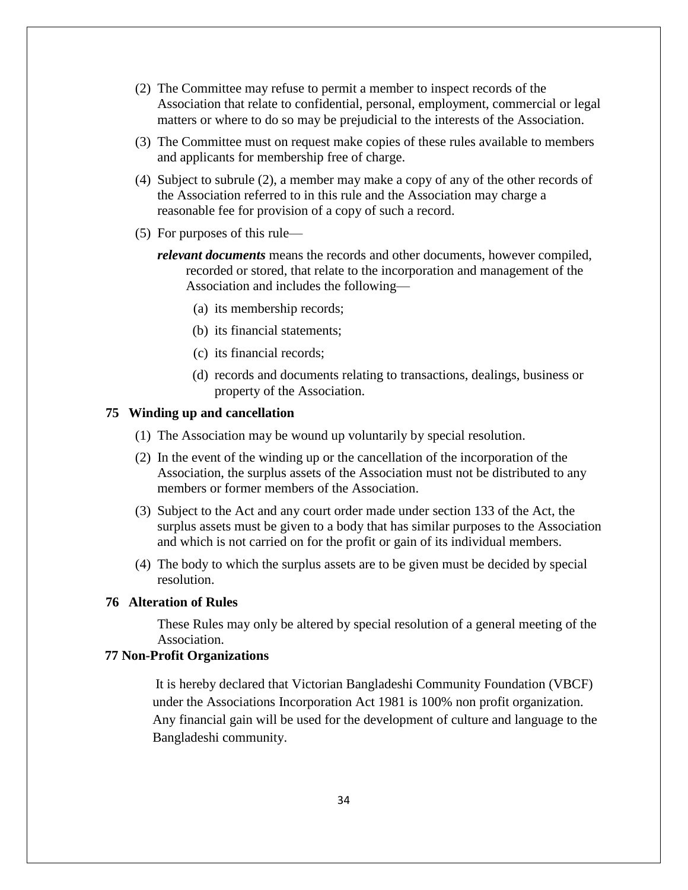(2) The Committee may refuse to permit a member to inspect records of the Association that relate to confidential, personal, employment, commercial or legal matters or where to do so may be prejudicial to the interests of the Association.

(3) The Committee must on request make copies of these rules available to members and applicants for membership free of charge.

(4) Subject to subrule (2), a member may make a copy of any of the other records of the Association referred to in this rule and the Association may charge a reasonable fee for provision of a copy of such a record.

(5) For purposes of this rule—

***relevant documents*** means the records and other documents, however compiled, recorded or stored, that relate to the incorporation and management of the Association and includes the following—

- (a) its membership records;
- (b) its financial statements;
- (c) its financial records;
- (d) records and documents relating to transactions, dealings, business or property of the Association.

## 75 Winding up and cancellation

(1) The Association may be wound up voluntarily by special resolution.

(2) In the event of the winding up or the cancellation of the incorporation of the Association, the surplus assets of the Association must not be distributed to any members or former members of the Association.

(3) Subject to the Act and any court order made under section 133 of the Act, the surplus assets must be given to a body that has similar purposes to the Association and which is not carried on for the profit or gain of its individual members.

(4) The body to which the surplus assets are to be given must be decided by special resolution.

## 76 Alteration of Rules

These Rules may only be altered by special resolution of a general meeting of the Association.

## 77 Non-Profit Organizations

It is hereby declared that Victorian Bangladeshi Community Foundation (VBCF) under the Associations Incorporation Act 1981 is 100% non profit organization. Any financial gain will be used for the development of culture and language to the Bangladeshi community.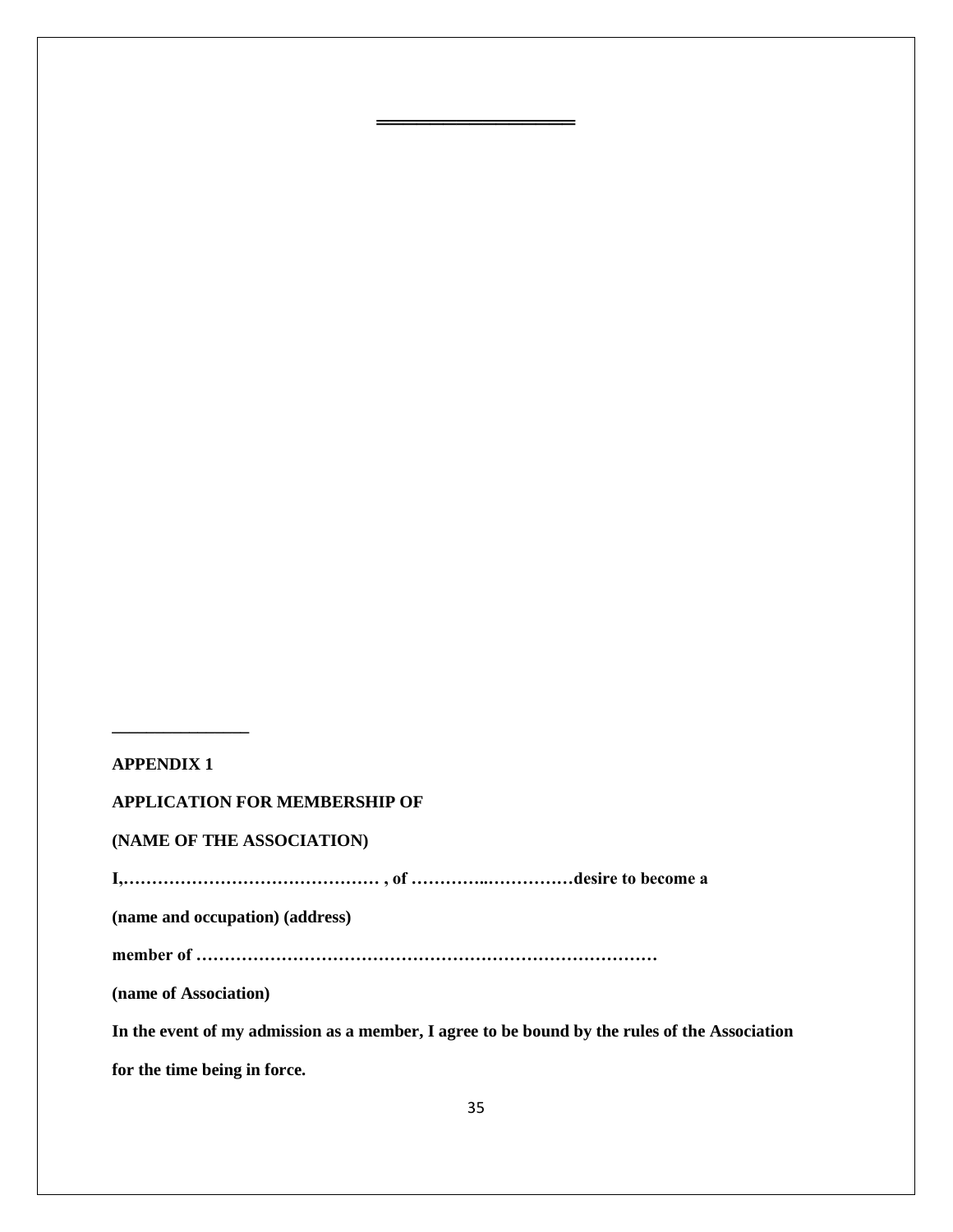**APPENDIX 1**

**APPLICATION FOR MEMBERSHIP OF**

**(NAME OF THE ASSOCIATION)**

**I,……………………………………… , of …………..……………desire to become a**

**(name and occupation) (address)**

**member of …………………………………………………………………………**

**(name of Association)**

**In the event of my admission as a member, I agree to be bound by the rules of the Association for the time being in force.**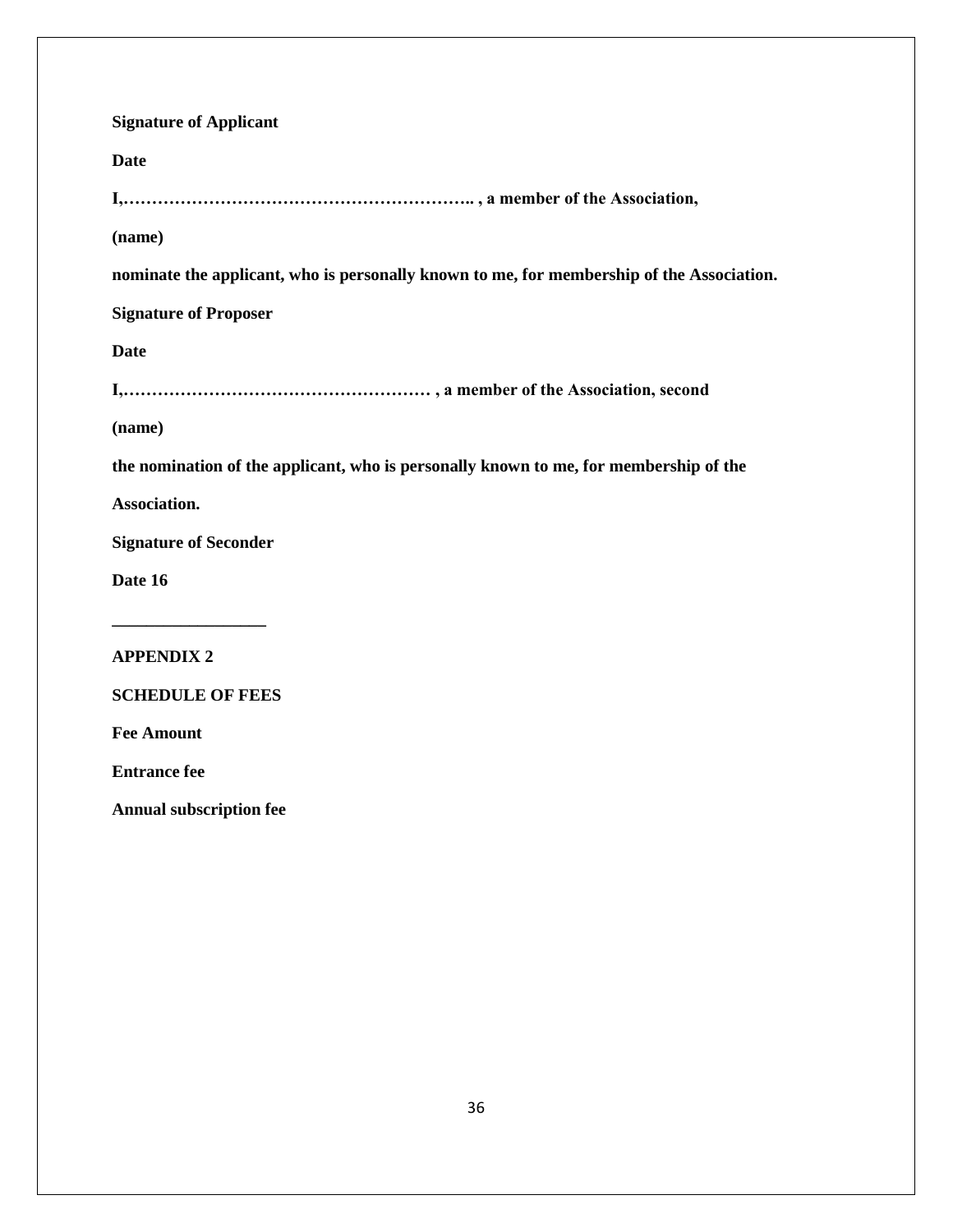**Signature of Applicant**

**Date**

**I,…………………………………………………….. , a member of the Association,**

**(name)**

**nominate the applicant, who is personally known to me, for membership of the Association.**

**Signature of Proposer**

**Date**

**I,……………………………………………… , a member of the Association, second**

**(name)**

**the nomination of the applicant, who is personally known to me, for membership of the Association.**

**Signature of Seconder**

**Date 16**

_________________

**APPENDIX 2**

**SCHEDULE OF FEES**

**Fee Amount**

**Entrance fee**

**Annual subscription fee**